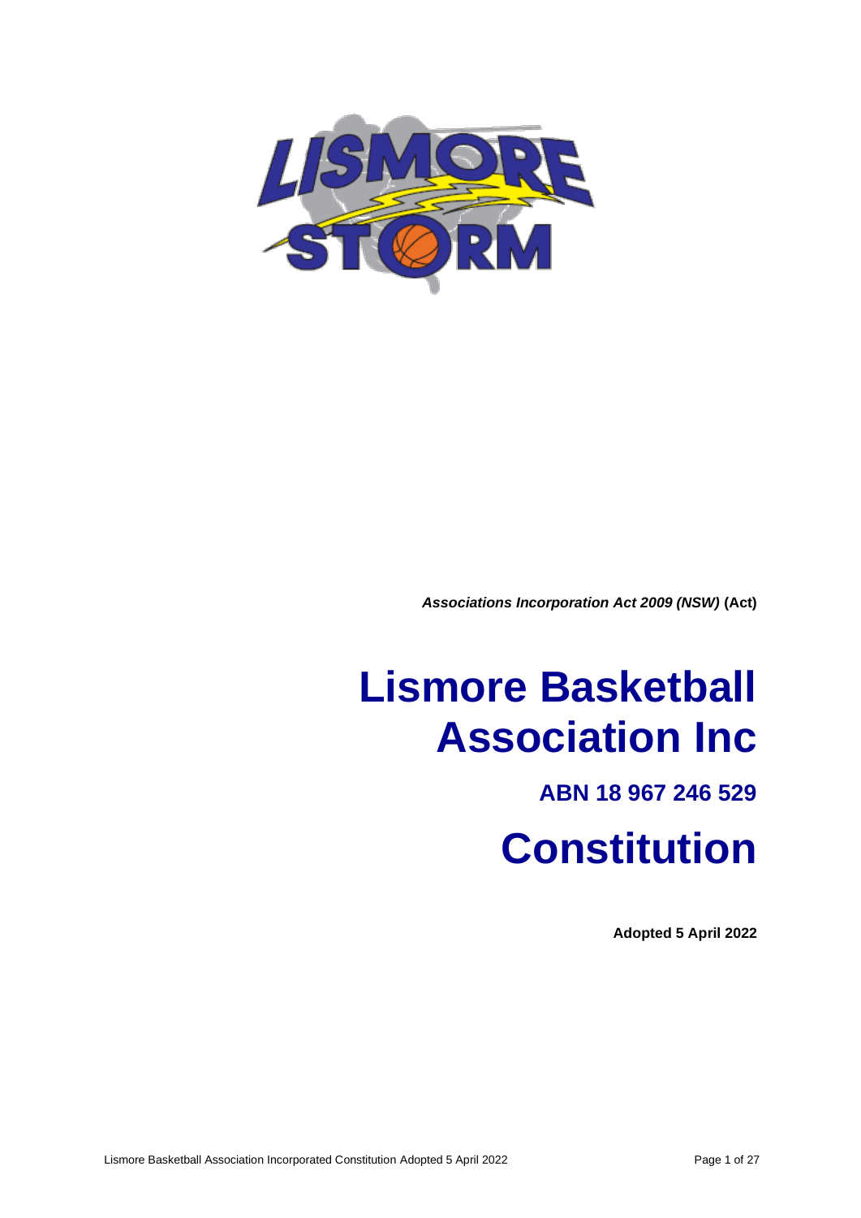***Associations Incorporation Act 2009 (NSW)*** **(Act)**

# Lismore Basketball Association Inc

## ABN 18 967 246 529

# Constitution

**Adopted 5 April 2022**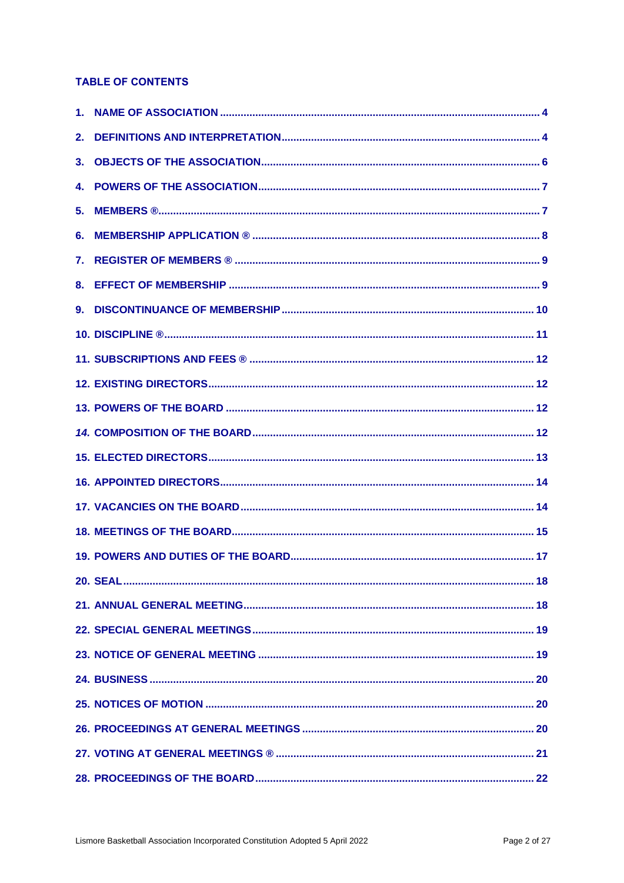## TABLE OF CONTENTS

1. NAME OF ASSOCIATION .......... 4
2. DEFINITIONS AND INTERPRETATION .......... 4
3. OBJECTS OF THE ASSOCIATION .......... 6
4. POWERS OF THE ASSOCIATION .......... 7
5. MEMBERS ® .......... 7
6. MEMBERSHIP APPLICATION ® .......... 8
7. REGISTER OF MEMBERS ® .......... 9
8. EFFECT OF MEMBERSHIP .......... 9
9. DISCONTINUANCE OF MEMBERSHIP .......... 10
10. DISCIPLINE ® .......... 11
11. SUBSCRIPTIONS AND FEES ® .......... 12
12. EXISTING DIRECTORS .......... 12
13. POWERS OF THE BOARD .......... 12
14. COMPOSITION OF THE BOARD .......... 12
15. ELECTED DIRECTORS .......... 13
16. APPOINTED DIRECTORS .......... 14
17. VACANCIES ON THE BOARD .......... 14
18. MEETINGS OF THE BOARD .......... 15
19. POWERS AND DUTIES OF THE BOARD .......... 17
20. SEAL .......... 18
21. ANNUAL GENERAL MEETING .......... 18
22. SPECIAL GENERAL MEETINGS .......... 19
23. NOTICE OF GENERAL MEETING .......... 19
24. BUSINESS .......... 20
25. NOTICES OF MOTION .......... 20
26. PROCEEDINGS AT GENERAL MEETINGS .......... 20
27. VOTING AT GENERAL MEETINGS ® .......... 21
28. PROCEEDINGS OF THE BOARD .......... 22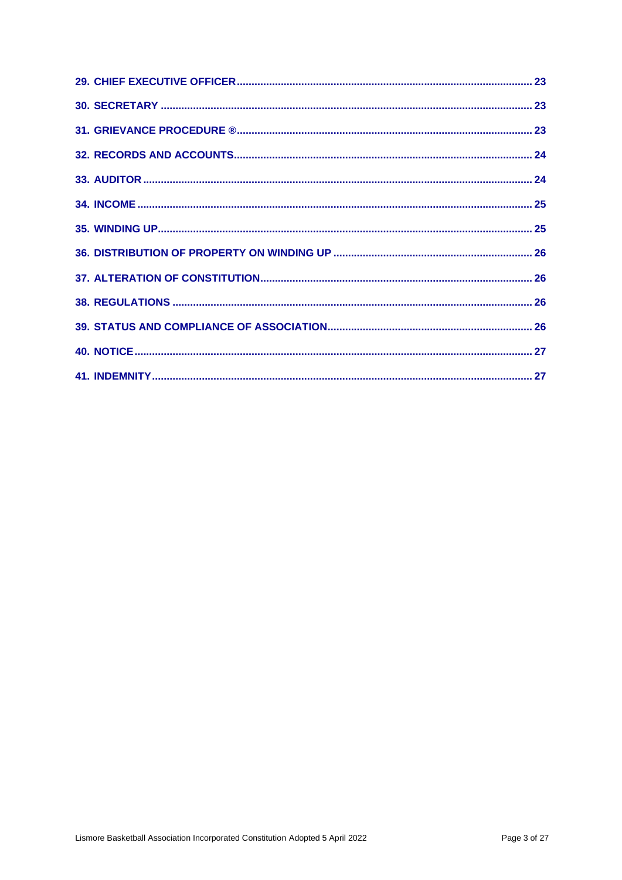29. CHIEF EXECUTIVE OFFICER ........ 23

30. SECRETARY ........ 23

31. GRIEVANCE PROCEDURE ® ........ 23

32. RECORDS AND ACCOUNTS ........ 24

33. AUDITOR ........ 24

34. INCOME ........ 25

35. WINDING UP ........ 25

36. DISTRIBUTION OF PROPERTY ON WINDING UP ........ 26

37. ALTERATION OF CONSTITUTION ........ 26

38. REGULATIONS ........ 26

39. STATUS AND COMPLIANCE OF ASSOCIATION ........ 26

40. NOTICE ........ 27

41. INDEMNITY ........ 27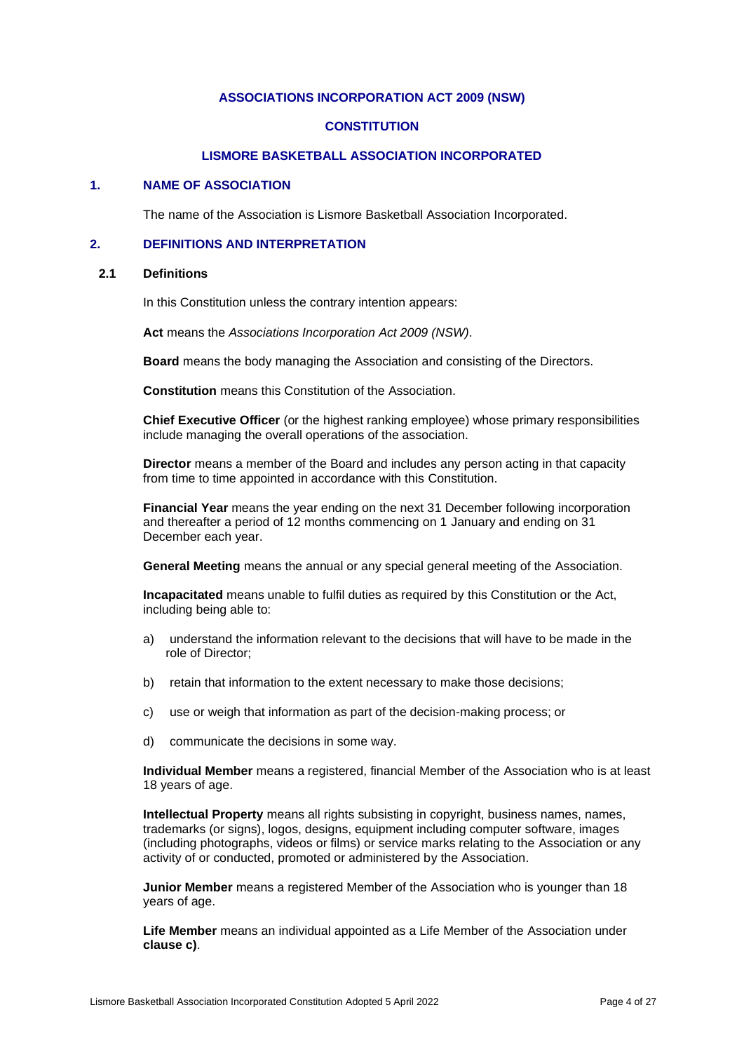**ASSOCIATIONS INCORPORATION ACT 2009 (NSW)**

**CONSTITUTION**

**LISMORE BASKETBALL ASSOCIATION INCORPORATED**

## 1. NAME OF ASSOCIATION

The name of the Association is Lismore Basketball Association Incorporated.

## 2. DEFINITIONS AND INTERPRETATION

### 2.1 Definitions

In this Constitution unless the contrary intention appears:

**Act** means the *Associations Incorporation Act 2009 (NSW)*.

**Board** means the body managing the Association and consisting of the Directors.

**Constitution** means this Constitution of the Association.

**Chief Executive Officer** (or the highest ranking employee) whose primary responsibilities include managing the overall operations of the association.

**Director** means a member of the Board and includes any person acting in that capacity from time to time appointed in accordance with this Constitution.

**Financial Year** means the year ending on the next 31 December following incorporation and thereafter a period of 12 months commencing on 1 January and ending on 31 December each year.

**General Meeting** means the annual or any special general meeting of the Association.

**Incapacitated** means unable to fulfil duties as required by this Constitution or the Act, including being able to:

a) understand the information relevant to the decisions that will have to be made in the role of Director;

b) retain that information to the extent necessary to make those decisions;

c) use or weigh that information as part of the decision-making process; or

d) communicate the decisions in some way.

**Individual Member** means a registered, financial Member of the Association who is at least 18 years of age.

**Intellectual Property** means all rights subsisting in copyright, business names, names, trademarks (or signs), logos, designs, equipment including computer software, images (including photographs, videos or films) or service marks relating to the Association or any activity of or conducted, promoted or administered by the Association.

**Junior Member** means a registered Member of the Association who is younger than 18 years of age.

**Life Member** means an individual appointed as a Life Member of the Association under **clause c)**.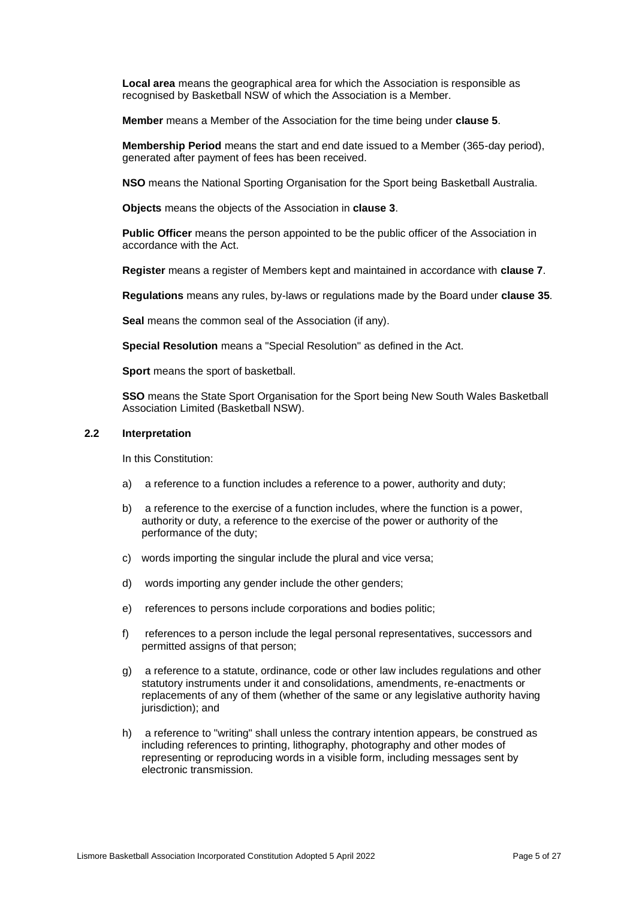**Local area** means the geographical area for which the Association is responsible as recognised by Basketball NSW of which the Association is a Member.

**Member** means a Member of the Association for the time being under **clause 5**.

**Membership Period** means the start and end date issued to a Member (365-day period), generated after payment of fees has been received.

**NSO** means the National Sporting Organisation for the Sport being Basketball Australia.

**Objects** means the objects of the Association in **clause 3**.

**Public Officer** means the person appointed to be the public officer of the Association in accordance with the Act.

**Register** means a register of Members kept and maintained in accordance with **clause 7**.

**Regulations** means any rules, by-laws or regulations made by the Board under **clause 35**.

**Seal** means the common seal of the Association (if any).

**Special Resolution** means a "Special Resolution" as defined in the Act.

**Sport** means the sport of basketball.

**SSO** means the State Sport Organisation for the Sport being New South Wales Basketball Association Limited (Basketball NSW).

### 2.2 Interpretation

In this Constitution:

a) a reference to a function includes a reference to a power, authority and duty;

b) a reference to the exercise of a function includes, where the function is a power, authority or duty, a reference to the exercise of the power or authority of the performance of the duty;

c) words importing the singular include the plural and vice versa;

d) words importing any gender include the other genders;

e) references to persons include corporations and bodies politic;

f) references to a person include the legal personal representatives, successors and permitted assigns of that person;

g) a reference to a statute, ordinance, code or other law includes regulations and other statutory instruments under it and consolidations, amendments, re-enactments or replacements of any of them (whether of the same or any legislative authority having jurisdiction); and

h) a reference to "writing" shall unless the contrary intention appears, be construed as including references to printing, lithography, photography and other modes of representing or reproducing words in a visible form, including messages sent by electronic transmission.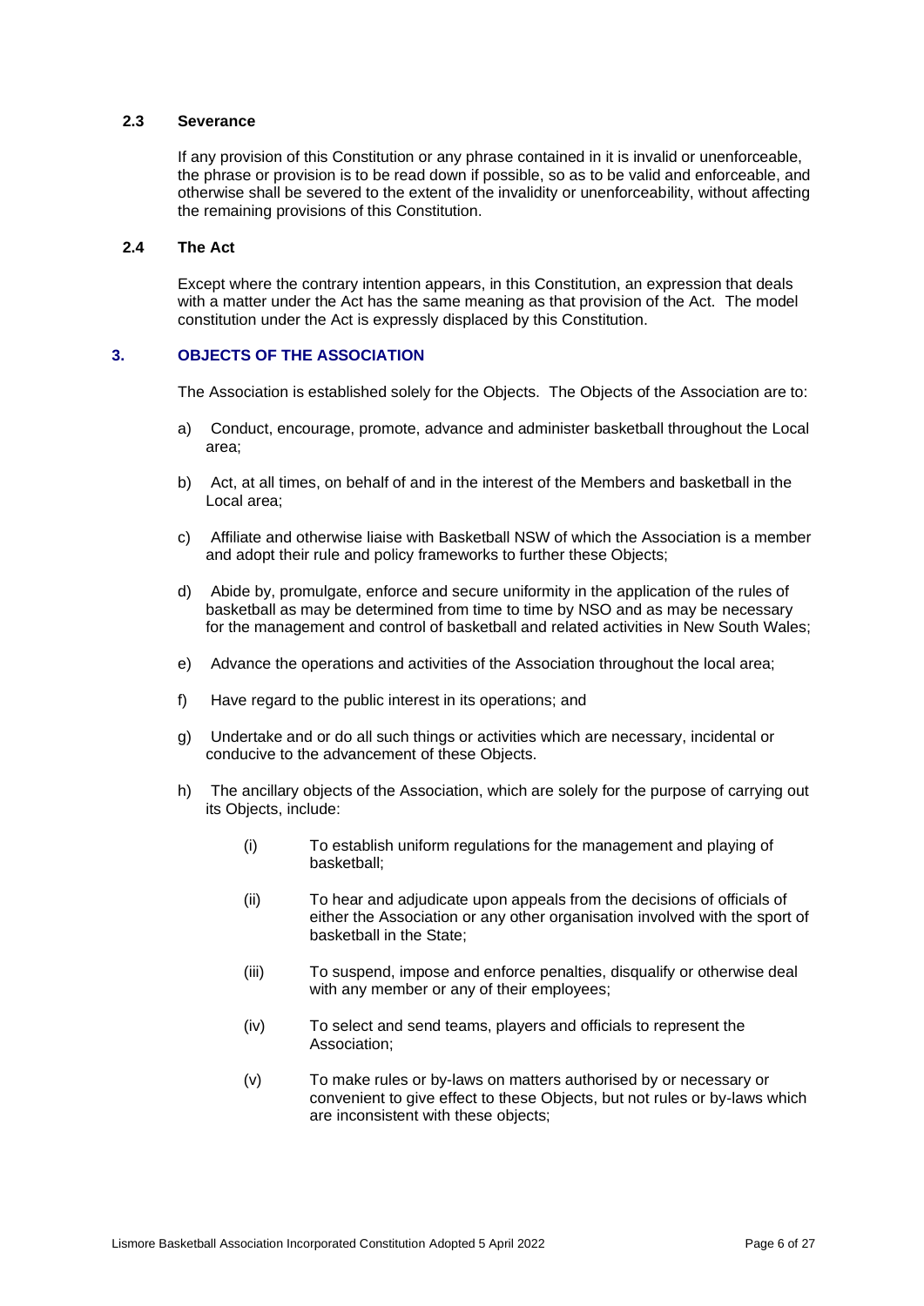### 2.3 Severance

If any provision of this Constitution or any phrase contained in it is invalid or unenforceable, the phrase or provision is to be read down if possible, so as to be valid and enforceable, and otherwise shall be severed to the extent of the invalidity or unenforceability, without affecting the remaining provisions of this Constitution.

### 2.4 The Act

Except where the contrary intention appears, in this Constitution, an expression that deals with a matter under the Act has the same meaning as that provision of the Act. The model constitution under the Act is expressly displaced by this Constitution.

## 3. OBJECTS OF THE ASSOCIATION

The Association is established solely for the Objects. The Objects of the Association are to:

a) Conduct, encourage, promote, advance and administer basketball throughout the Local area;

b) Act, at all times, on behalf of and in the interest of the Members and basketball in the Local area;

c) Affiliate and otherwise liaise with Basketball NSW of which the Association is a member and adopt their rule and policy frameworks to further these Objects;

d) Abide by, promulgate, enforce and secure uniformity in the application of the rules of basketball as may be determined from time to time by NSO and as may be necessary for the management and control of basketball and related activities in New South Wales;

e) Advance the operations and activities of the Association throughout the local area;

f) Have regard to the public interest in its operations; and

g) Undertake and or do all such things or activities which are necessary, incidental or conducive to the advancement of these Objects.

h) The ancillary objects of the Association, which are solely for the purpose of carrying out its Objects, include:

   (i) To establish uniform regulations for the management and playing of basketball;

   (ii) To hear and adjudicate upon appeals from the decisions of officials of either the Association or any other organisation involved with the sport of basketball in the State;

   (iii) To suspend, impose and enforce penalties, disqualify or otherwise deal with any member or any of their employees;

   (iv) To select and send teams, players and officials to represent the Association;

   (v) To make rules or by-laws on matters authorised by or necessary or convenient to give effect to these Objects, but not rules or by-laws which are inconsistent with these objects;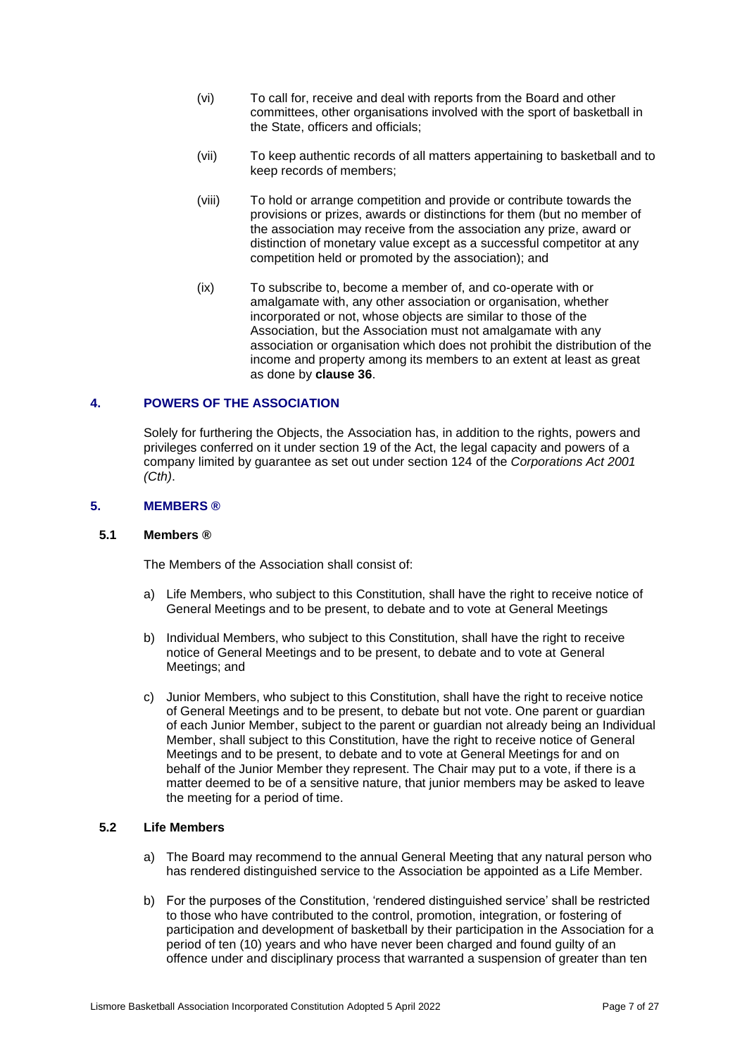(vi) To call for, receive and deal with reports from the Board and other committees, other organisations involved with the sport of basketball in the State, officers and officials;

(vii) To keep authentic records of all matters appertaining to basketball and to keep records of members;

(viii) To hold or arrange competition and provide or contribute towards the provisions or prizes, awards or distinctions for them (but no member of the association may receive from the association any prize, award or distinction of monetary value except as a successful competitor at any competition held or promoted by the association); and

(ix) To subscribe to, become a member of, and co-operate with or amalgamate with, any other association or organisation, whether incorporated or not, whose objects are similar to those of the Association, but the Association must not amalgamate with any association or organisation which does not prohibit the distribution of the income and property among its members to an extent at least as great as done by **clause 36**.

## 4. POWERS OF THE ASSOCIATION

Solely for furthering the Objects, the Association has, in addition to the rights, powers and privileges conferred on it under section 19 of the Act, the legal capacity and powers of a company limited by guarantee as set out under section 124 of the *Corporations Act 2001 (Cth)*.

## 5. MEMBERS ®

### 5.1 Members ®

The Members of the Association shall consist of:

a) Life Members, who subject to this Constitution, shall have the right to receive notice of General Meetings and to be present, to debate and to vote at General Meetings

b) Individual Members, who subject to this Constitution, shall have the right to receive notice of General Meetings and to be present, to debate and to vote at General Meetings; and

c) Junior Members, who subject to this Constitution, shall have the right to receive notice of General Meetings and to be present, to debate but not vote. One parent or guardian of each Junior Member, subject to the parent or guardian not already being an Individual Member, shall subject to this Constitution, have the right to receive notice of General Meetings and to be present, to debate and to vote at General Meetings for and on behalf of the Junior Member they represent. The Chair may put to a vote, if there is a matter deemed to be of a sensitive nature, that junior members may be asked to leave the meeting for a period of time.

### 5.2 Life Members

a) The Board may recommend to the annual General Meeting that any natural person who has rendered distinguished service to the Association be appointed as a Life Member.

b) For the purposes of the Constitution, 'rendered distinguished service' shall be restricted to those who have contributed to the control, promotion, integration, or fostering of participation and development of basketball by their participation in the Association for a period of ten (10) years and who have never been charged and found guilty of an offence under and disciplinary process that warranted a suspension of greater than ten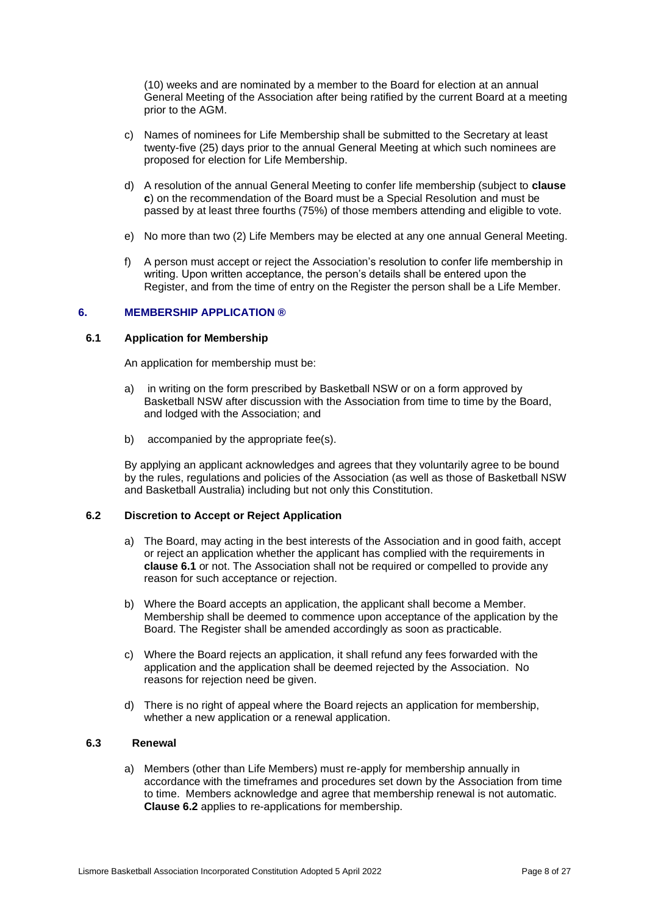(10) weeks and are nominated by a member to the Board for election at an annual General Meeting of the Association after being ratified by the current Board at a meeting prior to the AGM.

c) Names of nominees for Life Membership shall be submitted to the Secretary at least twenty-five (25) days prior to the annual General Meeting at which such nominees are proposed for election for Life Membership.

d) A resolution of the annual General Meeting to confer life membership (subject to **clause c**) on the recommendation of the Board must be a Special Resolution and must be passed by at least three fourths (75%) of those members attending and eligible to vote.

e) No more than two (2) Life Members may be elected at any one annual General Meeting.

f) A person must accept or reject the Association's resolution to confer life membership in writing. Upon written acceptance, the person's details shall be entered upon the Register, and from the time of entry on the Register the person shall be a Life Member.

## 6. MEMBERSHIP APPLICATION ®

### 6.1 Application for Membership

An application for membership must be:

a) in writing on the form prescribed by Basketball NSW or on a form approved by Basketball NSW after discussion with the Association from time to time by the Board, and lodged with the Association; and

b) accompanied by the appropriate fee(s).

By applying an applicant acknowledges and agrees that they voluntarily agree to be bound by the rules, regulations and policies of the Association (as well as those of Basketball NSW and Basketball Australia) including but not only this Constitution.

### 6.2 Discretion to Accept or Reject Application

a) The Board, may acting in the best interests of the Association and in good faith, accept or reject an application whether the applicant has complied with the requirements in **clause 6.1** or not. The Association shall not be required or compelled to provide any reason for such acceptance or rejection.

b) Where the Board accepts an application, the applicant shall become a Member. Membership shall be deemed to commence upon acceptance of the application by the Board. The Register shall be amended accordingly as soon as practicable.

c) Where the Board rejects an application, it shall refund any fees forwarded with the application and the application shall be deemed rejected by the Association. No reasons for rejection need be given.

d) There is no right of appeal where the Board rejects an application for membership, whether a new application or a renewal application.

### 6.3 Renewal

a) Members (other than Life Members) must re-apply for membership annually in accordance with the timeframes and procedures set down by the Association from time to time. Members acknowledge and agree that membership renewal is not automatic. **Clause 6.2** applies to re-applications for membership.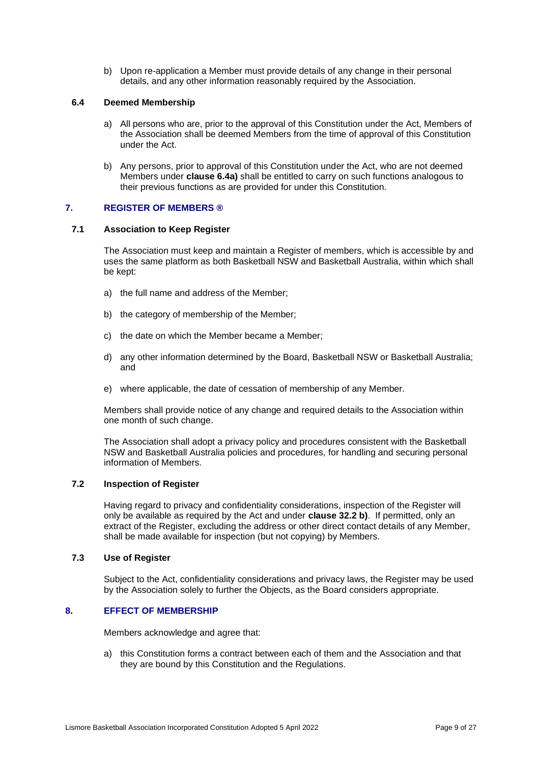b) Upon re-application a Member must provide details of any change in their personal details, and any other information reasonably required by the Association.

### 6.4 Deemed Membership

a) All persons who are, prior to the approval of this Constitution under the Act, Members of the Association shall be deemed Members from the time of approval of this Constitution under the Act.

b) Any persons, prior to approval of this Constitution under the Act, who are not deemed Members under **clause 6.4a)** shall be entitled to carry on such functions analogous to their previous functions as are provided for under this Constitution.

## 7. REGISTER OF MEMBERS ®

### 7.1 Association to Keep Register

The Association must keep and maintain a Register of members, which is accessible by and uses the same platform as both Basketball NSW and Basketball Australia, within which shall be kept:

a) the full name and address of the Member;

b) the category of membership of the Member;

c) the date on which the Member became a Member;

d) any other information determined by the Board, Basketball NSW or Basketball Australia; and

e) where applicable, the date of cessation of membership of any Member.

Members shall provide notice of any change and required details to the Association within one month of such change.

The Association shall adopt a privacy policy and procedures consistent with the Basketball NSW and Basketball Australia policies and procedures, for handling and securing personal information of Members.

### 7.2 Inspection of Register

Having regard to privacy and confidentiality considerations, inspection of the Register will only be available as required by the Act and under **clause 32.2 b)**. If permitted, only an extract of the Register, excluding the address or other direct contact details of any Member, shall be made available for inspection (but not copying) by Members.

### 7.3 Use of Register

Subject to the Act, confidentiality considerations and privacy laws, the Register may be used by the Association solely to further the Objects, as the Board considers appropriate.

## 8. EFFECT OF MEMBERSHIP

Members acknowledge and agree that:

a) this Constitution forms a contract between each of them and the Association and that they are bound by this Constitution and the Regulations.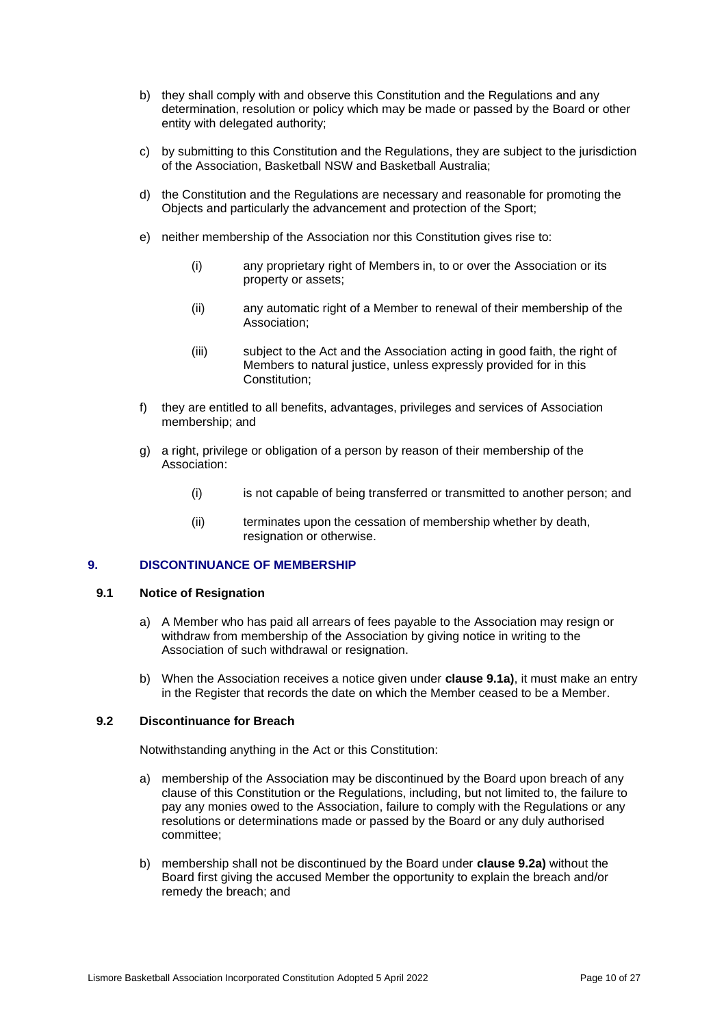b) they shall comply with and observe this Constitution and the Regulations and any determination, resolution or policy which may be made or passed by the Board or other entity with delegated authority;

c) by submitting to this Constitution and the Regulations, they are subject to the jurisdiction of the Association, Basketball NSW and Basketball Australia;

d) the Constitution and the Regulations are necessary and reasonable for promoting the Objects and particularly the advancement and protection of the Sport;

e) neither membership of the Association nor this Constitution gives rise to:

   (i) any proprietary right of Members in, to or over the Association or its property or assets;

   (ii) any automatic right of a Member to renewal of their membership of the Association;

   (iii) subject to the Act and the Association acting in good faith, the right of Members to natural justice, unless expressly provided for in this Constitution;

f) they are entitled to all benefits, advantages, privileges and services of Association membership; and

g) a right, privilege or obligation of a person by reason of their membership of the Association:

   (i) is not capable of being transferred or transmitted to another person; and

   (ii) terminates upon the cessation of membership whether by death, resignation or otherwise.

## 9. DISCONTINUANCE OF MEMBERSHIP

### 9.1 Notice of Resignation

a) A Member who has paid all arrears of fees payable to the Association may resign or withdraw from membership of the Association by giving notice in writing to the Association of such withdrawal or resignation.

b) When the Association receives a notice given under **clause 9.1a)**, it must make an entry in the Register that records the date on which the Member ceased to be a Member.

### 9.2 Discontinuance for Breach

Notwithstanding anything in the Act or this Constitution:

a) membership of the Association may be discontinued by the Board upon breach of any clause of this Constitution or the Regulations, including, but not limited to, the failure to pay any monies owed to the Association, failure to comply with the Regulations or any resolutions or determinations made or passed by the Board or any duly authorised committee;

b) membership shall not be discontinued by the Board under **clause 9.2a)** without the Board first giving the accused Member the opportunity to explain the breach and/or remedy the breach; and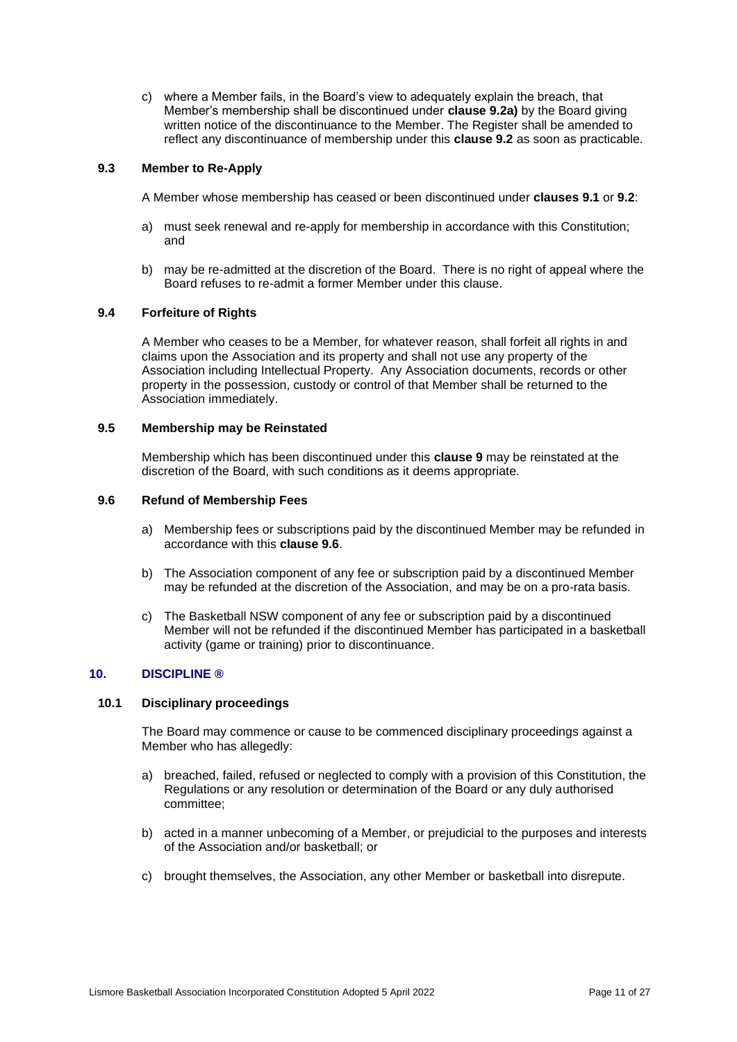c) where a Member fails, in the Board's view to adequately explain the breach, that Member's membership shall be discontinued under **clause 9.2a)** by the Board giving written notice of the discontinuance to the Member. The Register shall be amended to reflect any discontinuance of membership under this **clause 9.2** as soon as practicable.

### 9.3 Member to Re-Apply

A Member whose membership has ceased or been discontinued under **clauses 9.1** or **9.2**:

a) must seek renewal and re-apply for membership in accordance with this Constitution; and

b) may be re-admitted at the discretion of the Board. There is no right of appeal where the Board refuses to re-admit a former Member under this clause.

### 9.4 Forfeiture of Rights

A Member who ceases to be a Member, for whatever reason, shall forfeit all rights in and claims upon the Association and its property and shall not use any property of the Association including Intellectual Property. Any Association documents, records or other property in the possession, custody or control of that Member shall be returned to the Association immediately.

### 9.5 Membership may be Reinstated

Membership which has been discontinued under this **clause 9** may be reinstated at the discretion of the Board, with such conditions as it deems appropriate.

### 9.6 Refund of Membership Fees

a) Membership fees or subscriptions paid by the discontinued Member may be refunded in accordance with this **clause 9.6**.

b) The Association component of any fee or subscription paid by a discontinued Member may be refunded at the discretion of the Association, and may be on a pro-rata basis.

c) The Basketball NSW component of any fee or subscription paid by a discontinued Member will not be refunded if the discontinued Member has participated in a basketball activity (game or training) prior to discontinuance.

## 10. DISCIPLINE ®

### 10.1 Disciplinary proceedings

The Board may commence or cause to be commenced disciplinary proceedings against a Member who has allegedly:

a) breached, failed, refused or neglected to comply with a provision of this Constitution, the Regulations or any resolution or determination of the Board or any duly authorised committee;

b) acted in a manner unbecoming of a Member, or prejudicial to the purposes and interests of the Association and/or basketball; or

c) brought themselves, the Association, any other Member or basketball into disrepute.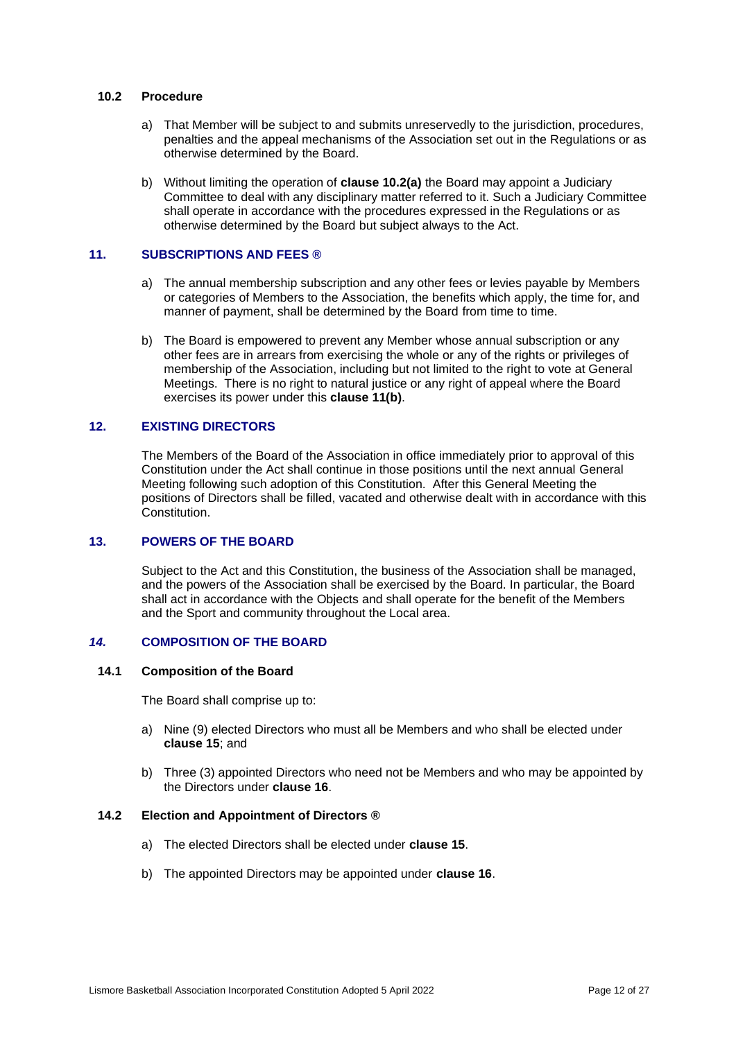### 10.2 Procedure

a) That Member will be subject to and submits unreservedly to the jurisdiction, procedures, penalties and the appeal mechanisms of the Association set out in the Regulations or as otherwise determined by the Board.

b) Without limiting the operation of **clause 10.2(a)** the Board may appoint a Judiciary Committee to deal with any disciplinary matter referred to it. Such a Judiciary Committee shall operate in accordance with the procedures expressed in the Regulations or as otherwise determined by the Board but subject always to the Act.

## 11. SUBSCRIPTIONS AND FEES ®

a) The annual membership subscription and any other fees or levies payable by Members or categories of Members to the Association, the benefits which apply, the time for, and manner of payment, shall be determined by the Board from time to time.

b) The Board is empowered to prevent any Member whose annual subscription or any other fees are in arrears from exercising the whole or any of the rights or privileges of membership of the Association, including but not limited to the right to vote at General Meetings. There is no right to natural justice or any right of appeal where the Board exercises its power under this **clause 11(b)**.

## 12. EXISTING DIRECTORS

The Members of the Board of the Association in office immediately prior to approval of this Constitution under the Act shall continue in those positions until the next annual General Meeting following such adoption of this Constitution. After this General Meeting the positions of Directors shall be filled, vacated and otherwise dealt with in accordance with this Constitution.

## 13. POWERS OF THE BOARD

Subject to the Act and this Constitution, the business of the Association shall be managed, and the powers of the Association shall be exercised by the Board. In particular, the Board shall act in accordance with the Objects and shall operate for the benefit of the Members and the Sport and community throughout the Local area.

## *14.* COMPOSITION OF THE BOARD

### 14.1 Composition of the Board

The Board shall comprise up to:

a) Nine (9) elected Directors who must all be Members and who shall be elected under **clause 15**; and

b) Three (3) appointed Directors who need not be Members and who may be appointed by the Directors under **clause 16**.

### 14.2 Election and Appointment of Directors ®

a) The elected Directors shall be elected under **clause 15**.

b) The appointed Directors may be appointed under **clause 16**.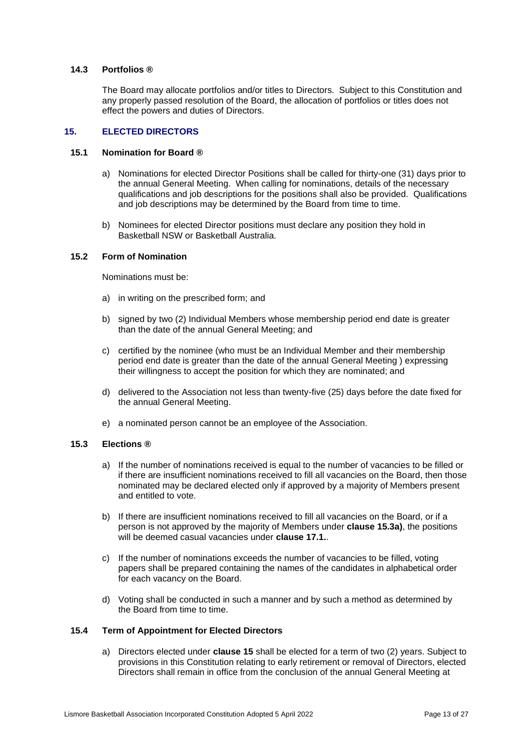### 14.3 Portfolios ®

The Board may allocate portfolios and/or titles to Directors. Subject to this Constitution and any properly passed resolution of the Board, the allocation of portfolios or titles does not effect the powers and duties of Directors.

## 15. ELECTED DIRECTORS

### 15.1 Nomination for Board ®

a) Nominations for elected Director Positions shall be called for thirty-one (31) days prior to the annual General Meeting. When calling for nominations, details of the necessary qualifications and job descriptions for the positions shall also be provided. Qualifications and job descriptions may be determined by the Board from time to time.

b) Nominees for elected Director positions must declare any position they hold in Basketball NSW or Basketball Australia.

### 15.2 Form of Nomination

Nominations must be:

a) in writing on the prescribed form; and

b) signed by two (2) Individual Members whose membership period end date is greater than the date of the annual General Meeting; and

c) certified by the nominee (who must be an Individual Member and their membership period end date is greater than the date of the annual General Meeting ) expressing their willingness to accept the position for which they are nominated; and

d) delivered to the Association not less than twenty-five (25) days before the date fixed for the annual General Meeting.

e) a nominated person cannot be an employee of the Association.

### 15.3 Elections ®

a) If the number of nominations received is equal to the number of vacancies to be filled or if there are insufficient nominations received to fill all vacancies on the Board, then those nominated may be declared elected only if approved by a majority of Members present and entitled to vote.

b) If there are insufficient nominations received to fill all vacancies on the Board, or if a person is not approved by the majority of Members under **clause 15.3a)**, the positions will be deemed casual vacancies under **clause 17.1.**.

c) If the number of nominations exceeds the number of vacancies to be filled, voting papers shall be prepared containing the names of the candidates in alphabetical order for each vacancy on the Board.

d) Voting shall be conducted in such a manner and by such a method as determined by the Board from time to time.

### 15.4 Term of Appointment for Elected Directors

a) Directors elected under **clause 15** shall be elected for a term of two (2) years. Subject to provisions in this Constitution relating to early retirement or removal of Directors, elected Directors shall remain in office from the conclusion of the annual General Meeting at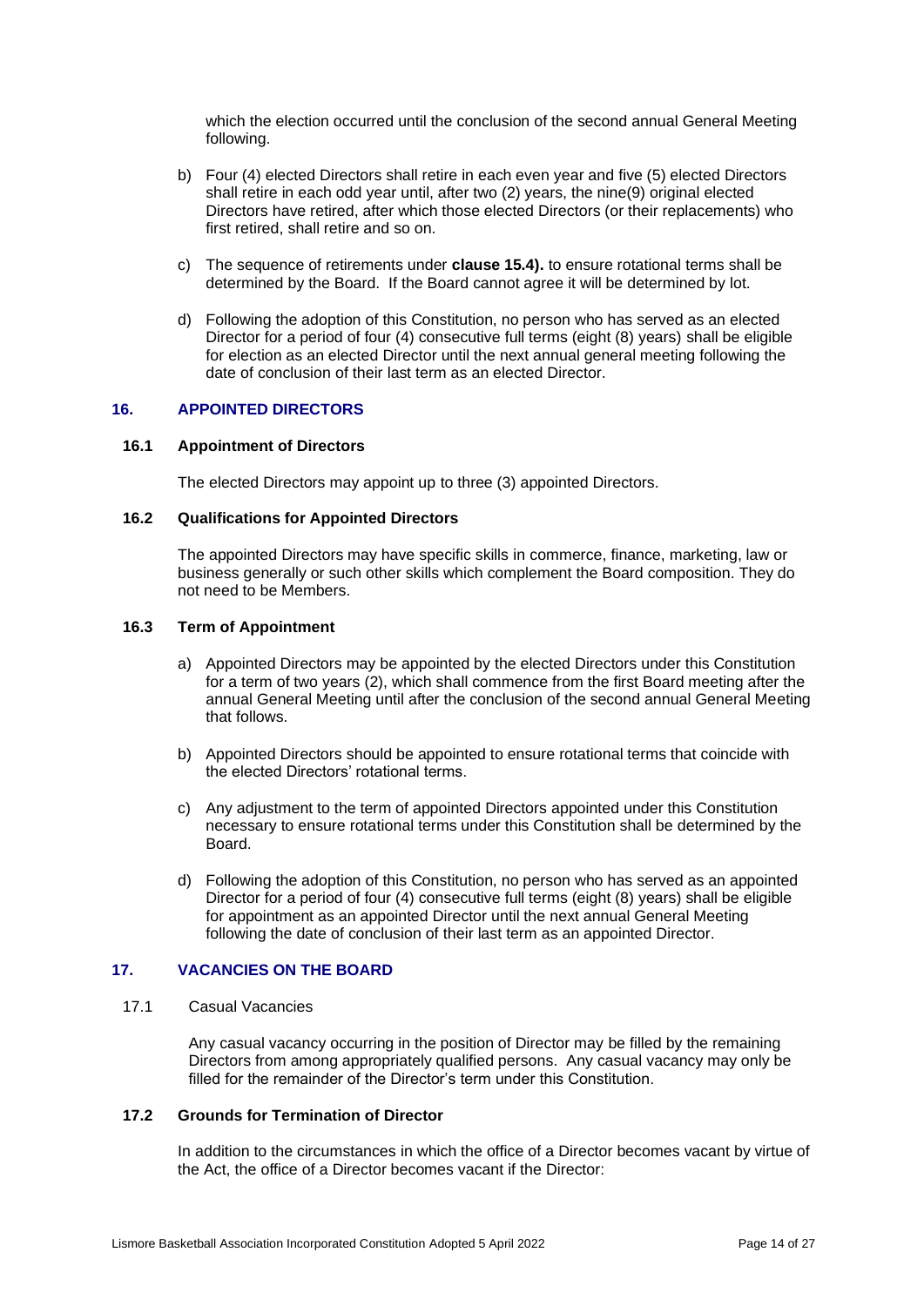which the election occurred until the conclusion of the second annual General Meeting following.

b) Four (4) elected Directors shall retire in each even year and five (5) elected Directors shall retire in each odd year until, after two (2) years, the nine(9) original elected Directors have retired, after which those elected Directors (or their replacements) who first retired, shall retire and so on.

c) The sequence of retirements under **clause 15.4).** to ensure rotational terms shall be determined by the Board. If the Board cannot agree it will be determined by lot.

d) Following the adoption of this Constitution, no person who has served as an elected Director for a period of four (4) consecutive full terms (eight (8) years) shall be eligible for election as an elected Director until the next annual general meeting following the date of conclusion of their last term as an elected Director.

## 16. APPOINTED DIRECTORS

### 16.1 Appointment of Directors

The elected Directors may appoint up to three (3) appointed Directors.

### 16.2 Qualifications for Appointed Directors

The appointed Directors may have specific skills in commerce, finance, marketing, law or business generally or such other skills which complement the Board composition. They do not need to be Members.

### 16.3 Term of Appointment

a) Appointed Directors may be appointed by the elected Directors under this Constitution for a term of two years (2), which shall commence from the first Board meeting after the annual General Meeting until after the conclusion of the second annual General Meeting that follows.

b) Appointed Directors should be appointed to ensure rotational terms that coincide with the elected Directors' rotational terms.

c) Any adjustment to the term of appointed Directors appointed under this Constitution necessary to ensure rotational terms under this Constitution shall be determined by the Board.

d) Following the adoption of this Constitution, no person who has served as an appointed Director for a period of four (4) consecutive full terms (eight (8) years) shall be eligible for appointment as an appointed Director until the next annual General Meeting following the date of conclusion of their last term as an appointed Director.

## 17. VACANCIES ON THE BOARD

### 17.1 Casual Vacancies

Any casual vacancy occurring in the position of Director may be filled by the remaining Directors from among appropriately qualified persons. Any casual vacancy may only be filled for the remainder of the Director's term under this Constitution.

### 17.2 Grounds for Termination of Director

In addition to the circumstances in which the office of a Director becomes vacant by virtue of the Act, the office of a Director becomes vacant if the Director: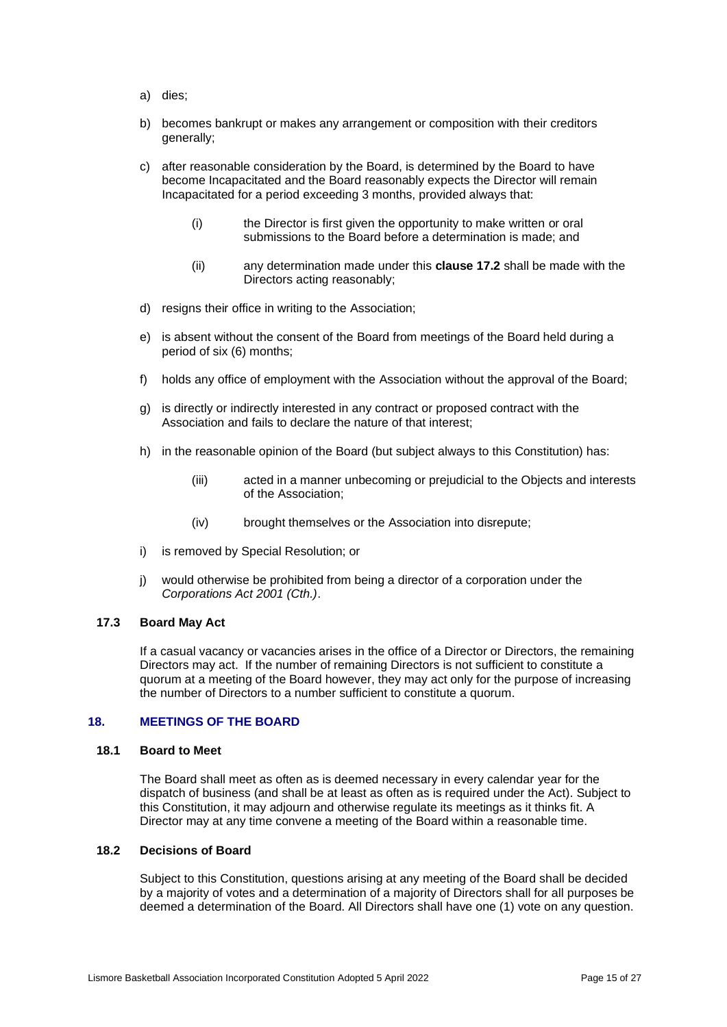a) dies;

b) becomes bankrupt or makes any arrangement or composition with their creditors generally;

c) after reasonable consideration by the Board, is determined by the Board to have become Incapacitated and the Board reasonably expects the Director will remain Incapacitated for a period exceeding 3 months, provided always that:

   (i) the Director is first given the opportunity to make written or oral submissions to the Board before a determination is made; and

   (ii) any determination made under this **clause 17.2** shall be made with the Directors acting reasonably;

d) resigns their office in writing to the Association;

e) is absent without the consent of the Board from meetings of the Board held during a period of six (6) months;

f) holds any office of employment with the Association without the approval of the Board;

g) is directly or indirectly interested in any contract or proposed contract with the Association and fails to declare the nature of that interest;

h) in the reasonable opinion of the Board (but subject always to this Constitution) has:

   (iii) acted in a manner unbecoming or prejudicial to the Objects and interests of the Association;

   (iv) brought themselves or the Association into disrepute;

i) is removed by Special Resolution; or

j) would otherwise be prohibited from being a director of a corporation under the *Corporations Act 2001 (Cth.)*.

### 17.3 Board May Act

If a casual vacancy or vacancies arises in the office of a Director or Directors, the remaining Directors may act. If the number of remaining Directors is not sufficient to constitute a quorum at a meeting of the Board however, they may act only for the purpose of increasing the number of Directors to a number sufficient to constitute a quorum.

## 18. MEETINGS OF THE BOARD

### 18.1 Board to Meet

The Board shall meet as often as is deemed necessary in every calendar year for the dispatch of business (and shall be at least as often as is required under the Act). Subject to this Constitution, it may adjourn and otherwise regulate its meetings as it thinks fit. A Director may at any time convene a meeting of the Board within a reasonable time.

### 18.2 Decisions of Board

Subject to this Constitution, questions arising at any meeting of the Board shall be decided by a majority of votes and a determination of a majority of Directors shall for all purposes be deemed a determination of the Board. All Directors shall have one (1) vote on any question.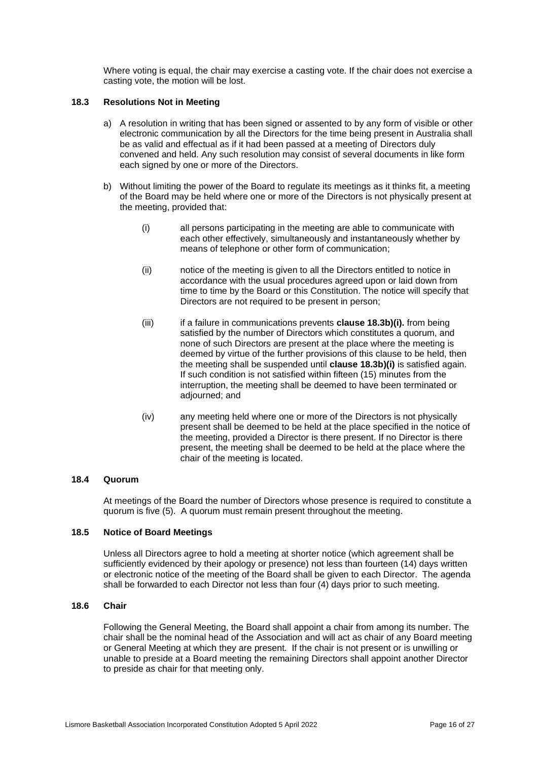Where voting is equal, the chair may exercise a casting vote. If the chair does not exercise a casting vote, the motion will be lost.

### 18.3 Resolutions Not in Meeting

a) A resolution in writing that has been signed or assented to by any form of visible or other electronic communication by all the Directors for the time being present in Australia shall be as valid and effectual as if it had been passed at a meeting of Directors duly convened and held. Any such resolution may consist of several documents in like form each signed by one or more of the Directors.

b) Without limiting the power of the Board to regulate its meetings as it thinks fit, a meeting of the Board may be held where one or more of the Directors is not physically present at the meeting, provided that:

   (i) all persons participating in the meeting are able to communicate with each other effectively, simultaneously and instantaneously whether by means of telephone or other form of communication;

   (ii) notice of the meeting is given to all the Directors entitled to notice in accordance with the usual procedures agreed upon or laid down from time to time by the Board or this Constitution. The notice will specify that Directors are not required to be present in person;

   (iii) if a failure in communications prevents **clause 18.3b)(i).** from being satisfied by the number of Directors which constitutes a quorum, and none of such Directors are present at the place where the meeting is deemed by virtue of the further provisions of this clause to be held, then the meeting shall be suspended until **clause 18.3b)(i)** is satisfied again. If such condition is not satisfied within fifteen (15) minutes from the interruption, the meeting shall be deemed to have been terminated or adjourned; and

   (iv) any meeting held where one or more of the Directors is not physically present shall be deemed to be held at the place specified in the notice of the meeting, provided a Director is there present. If no Director is there present, the meeting shall be deemed to be held at the place where the chair of the meeting is located.

### 18.4 Quorum

At meetings of the Board the number of Directors whose presence is required to constitute a quorum is five (5). A quorum must remain present throughout the meeting.

### 18.5 Notice of Board Meetings

Unless all Directors agree to hold a meeting at shorter notice (which agreement shall be sufficiently evidenced by their apology or presence) not less than fourteen (14) days written or electronic notice of the meeting of the Board shall be given to each Director. The agenda shall be forwarded to each Director not less than four (4) days prior to such meeting.

### 18.6 Chair

Following the General Meeting, the Board shall appoint a chair from among its number. The chair shall be the nominal head of the Association and will act as chair of any Board meeting or General Meeting at which they are present. If the chair is not present or is unwilling or unable to preside at a Board meeting the remaining Directors shall appoint another Director to preside as chair for that meeting only.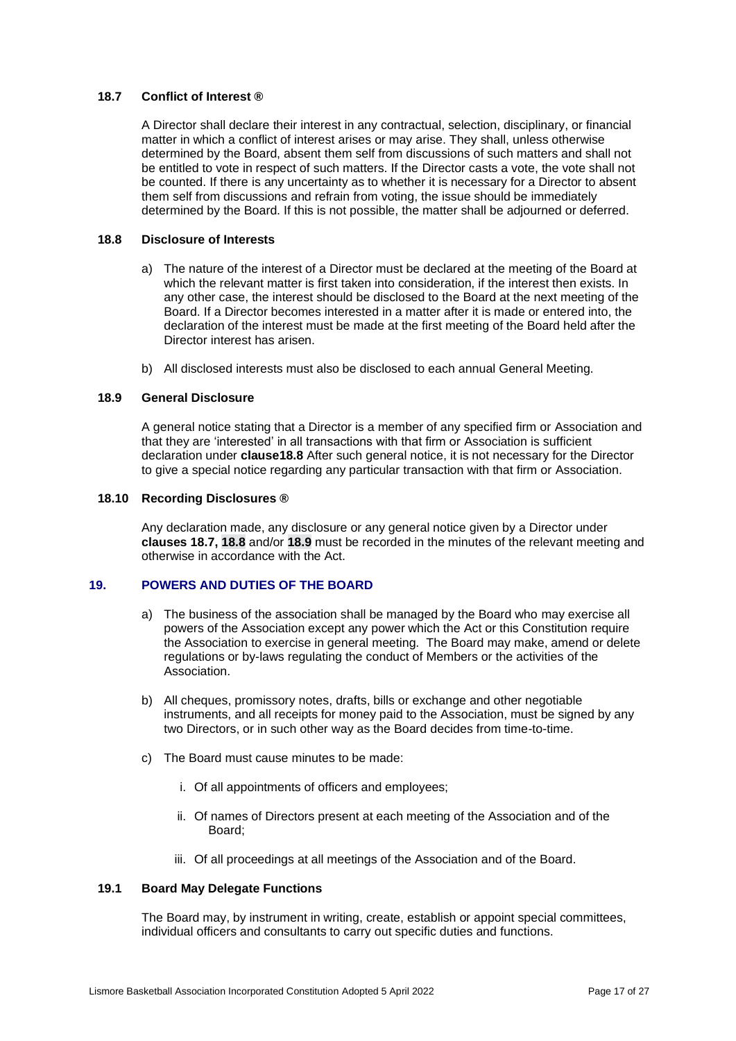### 18.7 Conflict of Interest ®

A Director shall declare their interest in any contractual, selection, disciplinary, or financial matter in which a conflict of interest arises or may arise. They shall, unless otherwise determined by the Board, absent them self from discussions of such matters and shall not be entitled to vote in respect of such matters. If the Director casts a vote, the vote shall not be counted. If there is any uncertainty as to whether it is necessary for a Director to absent them self from discussions and refrain from voting, the issue should be immediately determined by the Board. If this is not possible, the matter shall be adjourned or deferred.

### 18.8 Disclosure of Interests

a) The nature of the interest of a Director must be declared at the meeting of the Board at which the relevant matter is first taken into consideration, if the interest then exists. In any other case, the interest should be disclosed to the Board at the next meeting of the Board. If a Director becomes interested in a matter after it is made or entered into, the declaration of the interest must be made at the first meeting of the Board held after the Director interest has arisen.

b) All disclosed interests must also be disclosed to each annual General Meeting.

### 18.9 General Disclosure

A general notice stating that a Director is a member of any specified firm or Association and that they are 'interested' in all transactions with that firm or Association is sufficient declaration under **clause18.8** After such general notice, it is not necessary for the Director to give a special notice regarding any particular transaction with that firm or Association.

### 18.10 Recording Disclosures ®

Any declaration made, any disclosure or any general notice given by a Director under **clauses 18.7, 18.8** and/or **18.9** must be recorded in the minutes of the relevant meeting and otherwise in accordance with the Act.

## 19. POWERS AND DUTIES OF THE BOARD

a) The business of the association shall be managed by the Board who may exercise all powers of the Association except any power which the Act or this Constitution require the Association to exercise in general meeting. The Board may make, amend or delete regulations or by-laws regulating the conduct of Members or the activities of the Association.

b) All cheques, promissory notes, drafts, bills or exchange and other negotiable instruments, and all receipts for money paid to the Association, must be signed by any two Directors, or in such other way as the Board decides from time-to-time.

c) The Board must cause minutes to be made:

   i. Of all appointments of officers and employees;

   ii. Of names of Directors present at each meeting of the Association and of the Board;

   iii. Of all proceedings at all meetings of the Association and of the Board.

### 19.1 Board May Delegate Functions

The Board may, by instrument in writing, create, establish or appoint special committees, individual officers and consultants to carry out specific duties and functions.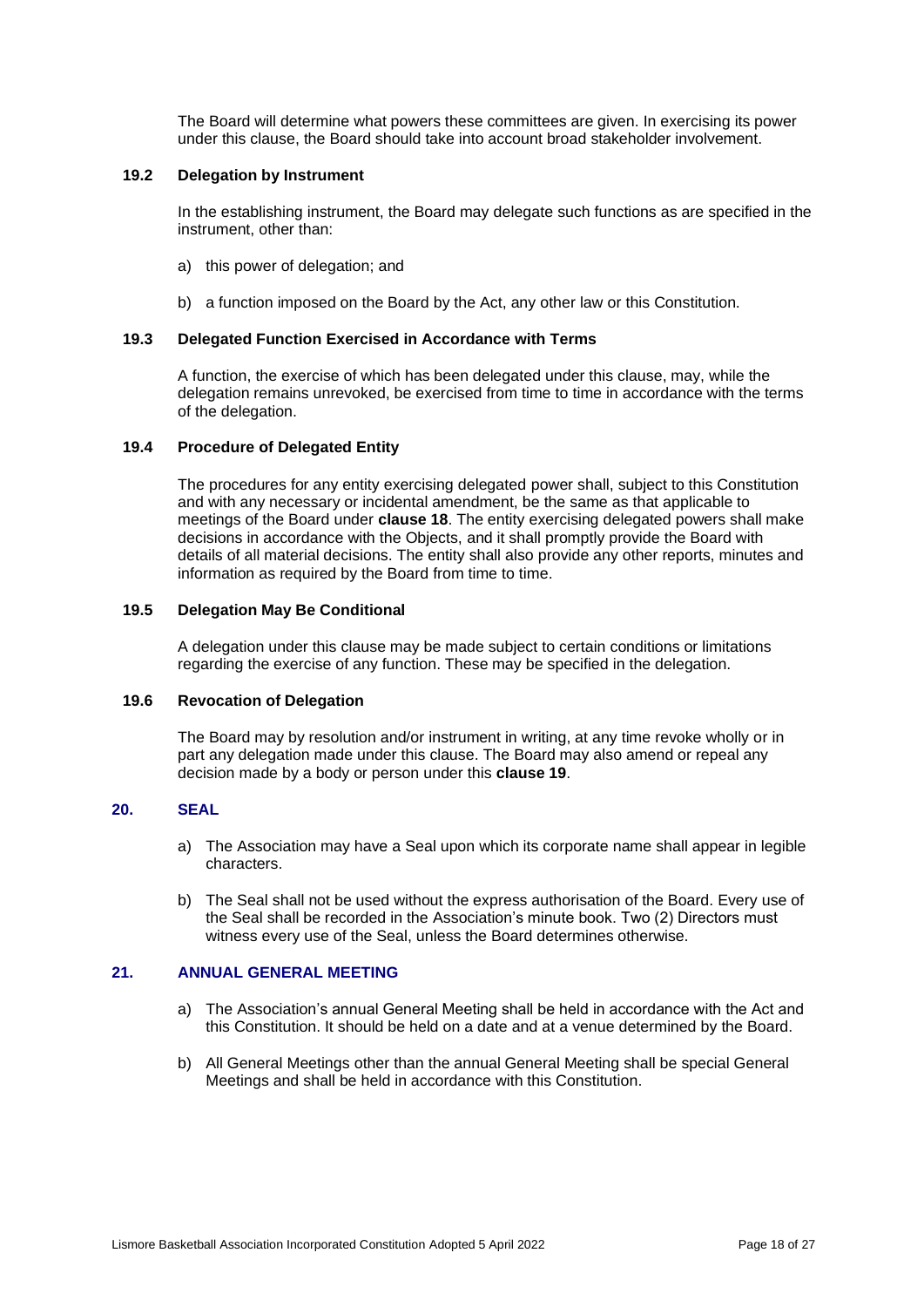The Board will determine what powers these committees are given. In exercising its power under this clause, the Board should take into account broad stakeholder involvement.

### 19.2 Delegation by Instrument

In the establishing instrument, the Board may delegate such functions as are specified in the instrument, other than:

a) this power of delegation; and

b) a function imposed on the Board by the Act, any other law or this Constitution.

### 19.3 Delegated Function Exercised in Accordance with Terms

A function, the exercise of which has been delegated under this clause, may, while the delegation remains unrevoked, be exercised from time to time in accordance with the terms of the delegation.

### 19.4 Procedure of Delegated Entity

The procedures for any entity exercising delegated power shall, subject to this Constitution and with any necessary or incidental amendment, be the same as that applicable to meetings of the Board under **clause 18**. The entity exercising delegated powers shall make decisions in accordance with the Objects, and it shall promptly provide the Board with details of all material decisions. The entity shall also provide any other reports, minutes and information as required by the Board from time to time.

### 19.5 Delegation May Be Conditional

A delegation under this clause may be made subject to certain conditions or limitations regarding the exercise of any function. These may be specified in the delegation.

### 19.6 Revocation of Delegation

The Board may by resolution and/or instrument in writing, at any time revoke wholly or in part any delegation made under this clause. The Board may also amend or repeal any decision made by a body or person under this **clause 19**.

## 20. SEAL

a) The Association may have a Seal upon which its corporate name shall appear in legible characters.

b) The Seal shall not be used without the express authorisation of the Board. Every use of the Seal shall be recorded in the Association's minute book. Two (2) Directors must witness every use of the Seal, unless the Board determines otherwise.

## 21. ANNUAL GENERAL MEETING

a) The Association's annual General Meeting shall be held in accordance with the Act and this Constitution. It should be held on a date and at a venue determined by the Board.

b) All General Meetings other than the annual General Meeting shall be special General Meetings and shall be held in accordance with this Constitution.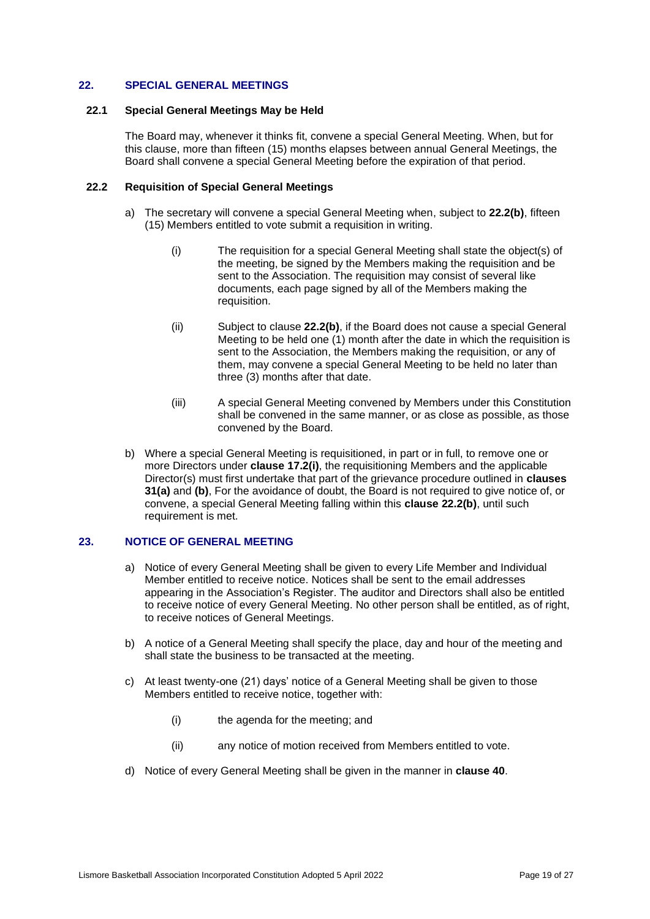## 22. SPECIAL GENERAL MEETINGS

### 22.1 Special General Meetings May be Held

The Board may, whenever it thinks fit, convene a special General Meeting. When, but for this clause, more than fifteen (15) months elapses between annual General Meetings, the Board shall convene a special General Meeting before the expiration of that period.

### 22.2 Requisition of Special General Meetings

a) The secretary will convene a special General Meeting when, subject to **22.2(b)**, fifteen (15) Members entitled to vote submit a requisition in writing.

   (i) The requisition for a special General Meeting shall state the object(s) of the meeting, be signed by the Members making the requisition and be sent to the Association. The requisition may consist of several like documents, each page signed by all of the Members making the requisition.

   (ii) Subject to clause **22.2(b)**, if the Board does not cause a special General Meeting to be held one (1) month after the date in which the requisition is sent to the Association, the Members making the requisition, or any of them, may convene a special General Meeting to be held no later than three (3) months after that date.

   (iii) A special General Meeting convened by Members under this Constitution shall be convened in the same manner, or as close as possible, as those convened by the Board.

b) Where a special General Meeting is requisitioned, in part or in full, to remove one or more Directors under **clause 17.2(i)**, the requisitioning Members and the applicable Director(s) must first undertake that part of the grievance procedure outlined in **clauses 31(a)** and **(b)**, For the avoidance of doubt, the Board is not required to give notice of, or convene, a special General Meeting falling within this **clause 22.2(b)**, until such requirement is met.

## 23. NOTICE OF GENERAL MEETING

a) Notice of every General Meeting shall be given to every Life Member and Individual Member entitled to receive notice. Notices shall be sent to the email addresses appearing in the Association's Register. The auditor and Directors shall also be entitled to receive notice of every General Meeting. No other person shall be entitled, as of right, to receive notices of General Meetings.

b) A notice of a General Meeting shall specify the place, day and hour of the meeting and shall state the business to be transacted at the meeting.

c) At least twenty-one (21) days' notice of a General Meeting shall be given to those Members entitled to receive notice, together with:

   (i) the agenda for the meeting; and

   (ii) any notice of motion received from Members entitled to vote.

d) Notice of every General Meeting shall be given in the manner in **clause 40**.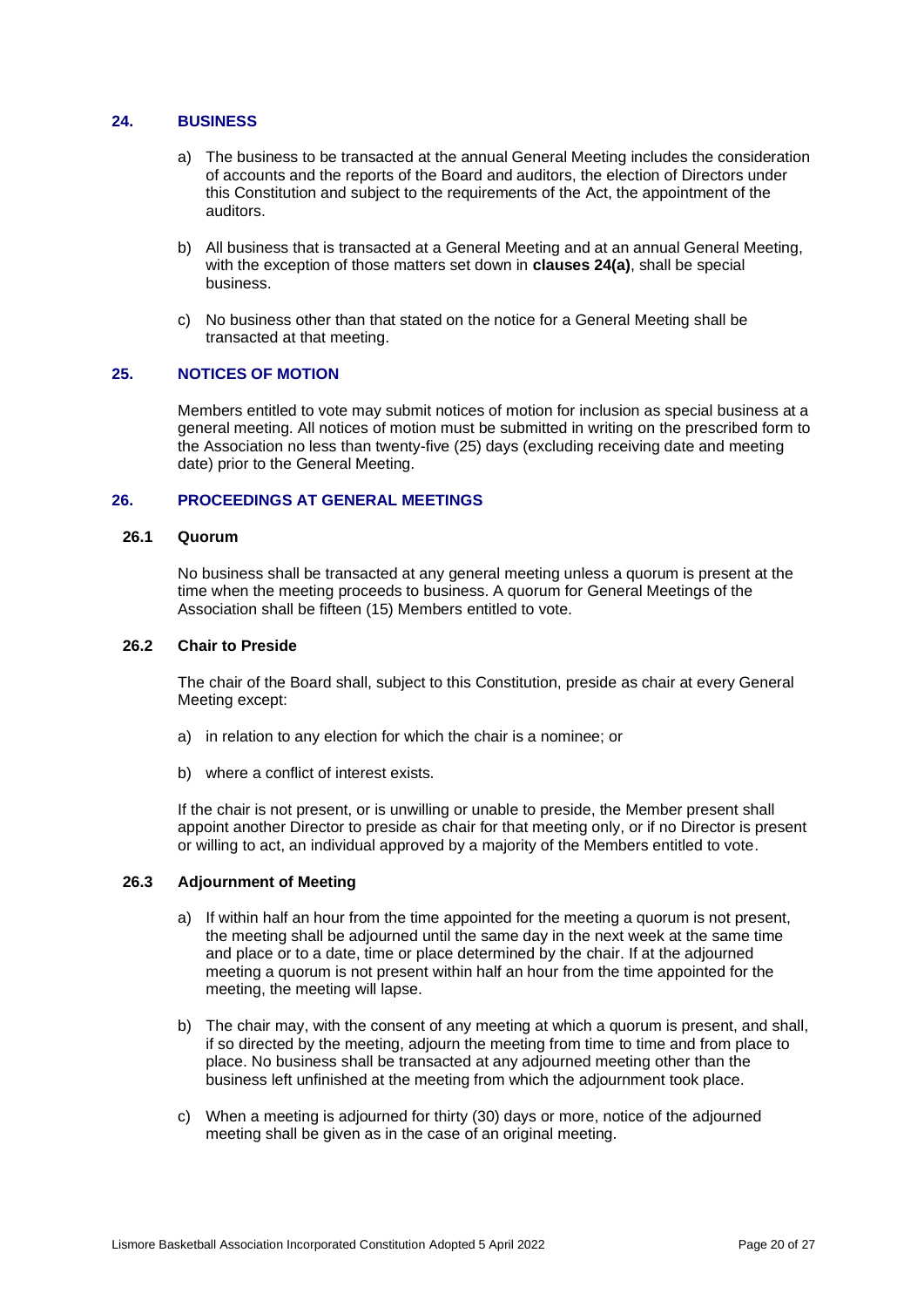## 24. BUSINESS

a) The business to be transacted at the annual General Meeting includes the consideration of accounts and the reports of the Board and auditors, the election of Directors under this Constitution and subject to the requirements of the Act, the appointment of the auditors.

b) All business that is transacted at a General Meeting and at an annual General Meeting, with the exception of those matters set down in **clauses 24(a)**, shall be special business.

c) No business other than that stated on the notice for a General Meeting shall be transacted at that meeting.

## 25. NOTICES OF MOTION

Members entitled to vote may submit notices of motion for inclusion as special business at a general meeting. All notices of motion must be submitted in writing on the prescribed form to the Association no less than twenty-five (25) days (excluding receiving date and meeting date) prior to the General Meeting.

## 26. PROCEEDINGS AT GENERAL MEETINGS

### 26.1 Quorum

No business shall be transacted at any general meeting unless a quorum is present at the time when the meeting proceeds to business. A quorum for General Meetings of the Association shall be fifteen (15) Members entitled to vote.

### 26.2 Chair to Preside

The chair of the Board shall, subject to this Constitution, preside as chair at every General Meeting except:

a) in relation to any election for which the chair is a nominee; or

b) where a conflict of interest exists.

If the chair is not present, or is unwilling or unable to preside, the Member present shall appoint another Director to preside as chair for that meeting only, or if no Director is present or willing to act, an individual approved by a majority of the Members entitled to vote.

### 26.3 Adjournment of Meeting

a) If within half an hour from the time appointed for the meeting a quorum is not present, the meeting shall be adjourned until the same day in the next week at the same time and place or to a date, time or place determined by the chair. If at the adjourned meeting a quorum is not present within half an hour from the time appointed for the meeting, the meeting will lapse.

b) The chair may, with the consent of any meeting at which a quorum is present, and shall, if so directed by the meeting, adjourn the meeting from time to time and from place to place. No business shall be transacted at any adjourned meeting other than the business left unfinished at the meeting from which the adjournment took place.

c) When a meeting is adjourned for thirty (30) days or more, notice of the adjourned meeting shall be given as in the case of an original meeting.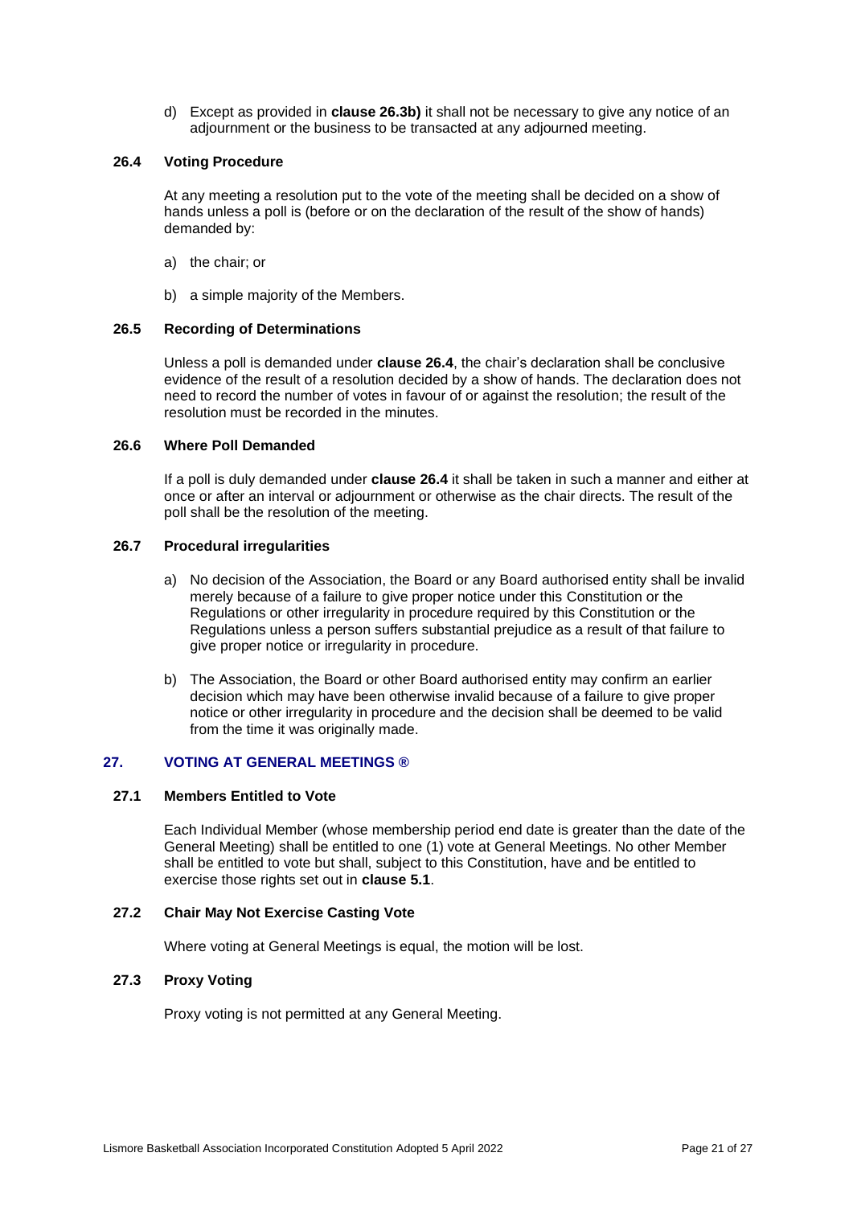d) Except as provided in **clause 26.3b)** it shall not be necessary to give any notice of an adjournment or the business to be transacted at any adjourned meeting.

### 26.4 Voting Procedure

At any meeting a resolution put to the vote of the meeting shall be decided on a show of hands unless a poll is (before or on the declaration of the result of the show of hands) demanded by:

a) the chair; or

b) a simple majority of the Members.

### 26.5 Recording of Determinations

Unless a poll is demanded under **clause 26.4**, the chair's declaration shall be conclusive evidence of the result of a resolution decided by a show of hands. The declaration does not need to record the number of votes in favour of or against the resolution; the result of the resolution must be recorded in the minutes.

### 26.6 Where Poll Demanded

If a poll is duly demanded under **clause 26.4** it shall be taken in such a manner and either at once or after an interval or adjournment or otherwise as the chair directs. The result of the poll shall be the resolution of the meeting.

### 26.7 Procedural irregularities

a) No decision of the Association, the Board or any Board authorised entity shall be invalid merely because of a failure to give proper notice under this Constitution or the Regulations or other irregularity in procedure required by this Constitution or the Regulations unless a person suffers substantial prejudice as a result of that failure to give proper notice or irregularity in procedure.

b) The Association, the Board or other Board authorised entity may confirm an earlier decision which may have been otherwise invalid because of a failure to give proper notice or other irregularity in procedure and the decision shall be deemed to be valid from the time it was originally made.

## 27. VOTING AT GENERAL MEETINGS ®

### 27.1 Members Entitled to Vote

Each Individual Member (whose membership period end date is greater than the date of the General Meeting) shall be entitled to one (1) vote at General Meetings. No other Member shall be entitled to vote but shall, subject to this Constitution, have and be entitled to exercise those rights set out in **clause 5.1**.

### 27.2 Chair May Not Exercise Casting Vote

Where voting at General Meetings is equal, the motion will be lost.

### 27.3 Proxy Voting

Proxy voting is not permitted at any General Meeting.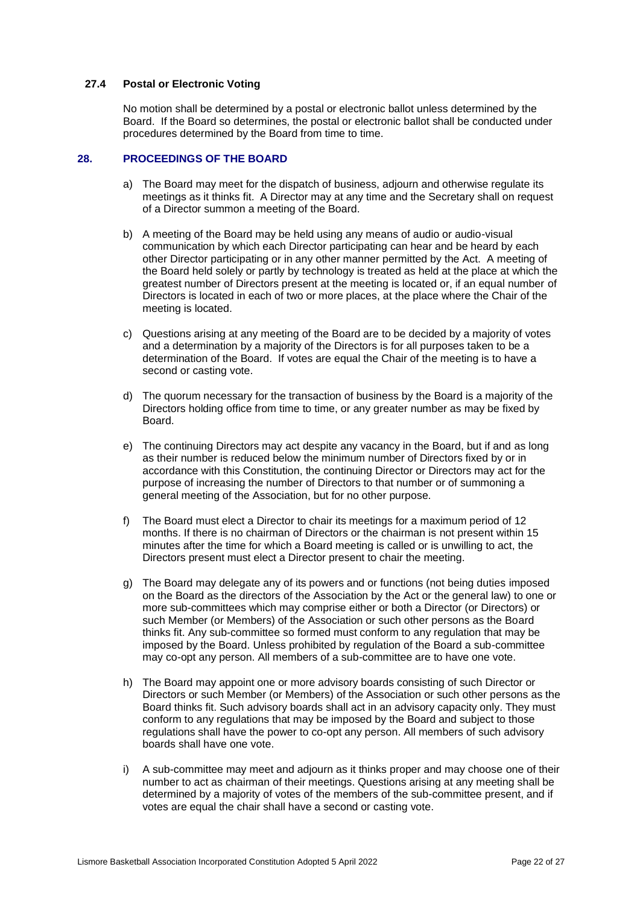### 27.4 Postal or Electronic Voting

No motion shall be determined by a postal or electronic ballot unless determined by the Board. If the Board so determines, the postal or electronic ballot shall be conducted under procedures determined by the Board from time to time.

## 28. PROCEEDINGS OF THE BOARD

a) The Board may meet for the dispatch of business, adjourn and otherwise regulate its meetings as it thinks fit. A Director may at any time and the Secretary shall on request of a Director summon a meeting of the Board.

b) A meeting of the Board may be held using any means of audio or audio-visual communication by which each Director participating can hear and be heard by each other Director participating or in any other manner permitted by the Act. A meeting of the Board held solely or partly by technology is treated as held at the place at which the greatest number of Directors present at the meeting is located or, if an equal number of Directors is located in each of two or more places, at the place where the Chair of the meeting is located.

c) Questions arising at any meeting of the Board are to be decided by a majority of votes and a determination by a majority of the Directors is for all purposes taken to be a determination of the Board. If votes are equal the Chair of the meeting is to have a second or casting vote.

d) The quorum necessary for the transaction of business by the Board is a majority of the Directors holding office from time to time, or any greater number as may be fixed by Board.

e) The continuing Directors may act despite any vacancy in the Board, but if and as long as their number is reduced below the minimum number of Directors fixed by or in accordance with this Constitution, the continuing Director or Directors may act for the purpose of increasing the number of Directors to that number or of summoning a general meeting of the Association, but for no other purpose.

f) The Board must elect a Director to chair its meetings for a maximum period of 12 months. If there is no chairman of Directors or the chairman is not present within 15 minutes after the time for which a Board meeting is called or is unwilling to act, the Directors present must elect a Director present to chair the meeting.

g) The Board may delegate any of its powers and or functions (not being duties imposed on the Board as the directors of the Association by the Act or the general law) to one or more sub-committees which may comprise either or both a Director (or Directors) or such Member (or Members) of the Association or such other persons as the Board thinks fit. Any sub-committee so formed must conform to any regulation that may be imposed by the Board. Unless prohibited by regulation of the Board a sub-committee may co-opt any person. All members of a sub-committee are to have one vote.

h) The Board may appoint one or more advisory boards consisting of such Director or Directors or such Member (or Members) of the Association or such other persons as the Board thinks fit. Such advisory boards shall act in an advisory capacity only. They must conform to any regulations that may be imposed by the Board and subject to those regulations shall have the power to co-opt any person. All members of such advisory boards shall have one vote.

i) A sub-committee may meet and adjourn as it thinks proper and may choose one of their number to act as chairman of their meetings. Questions arising at any meeting shall be determined by a majority of votes of the members of the sub-committee present, and if votes are equal the chair shall have a second or casting vote.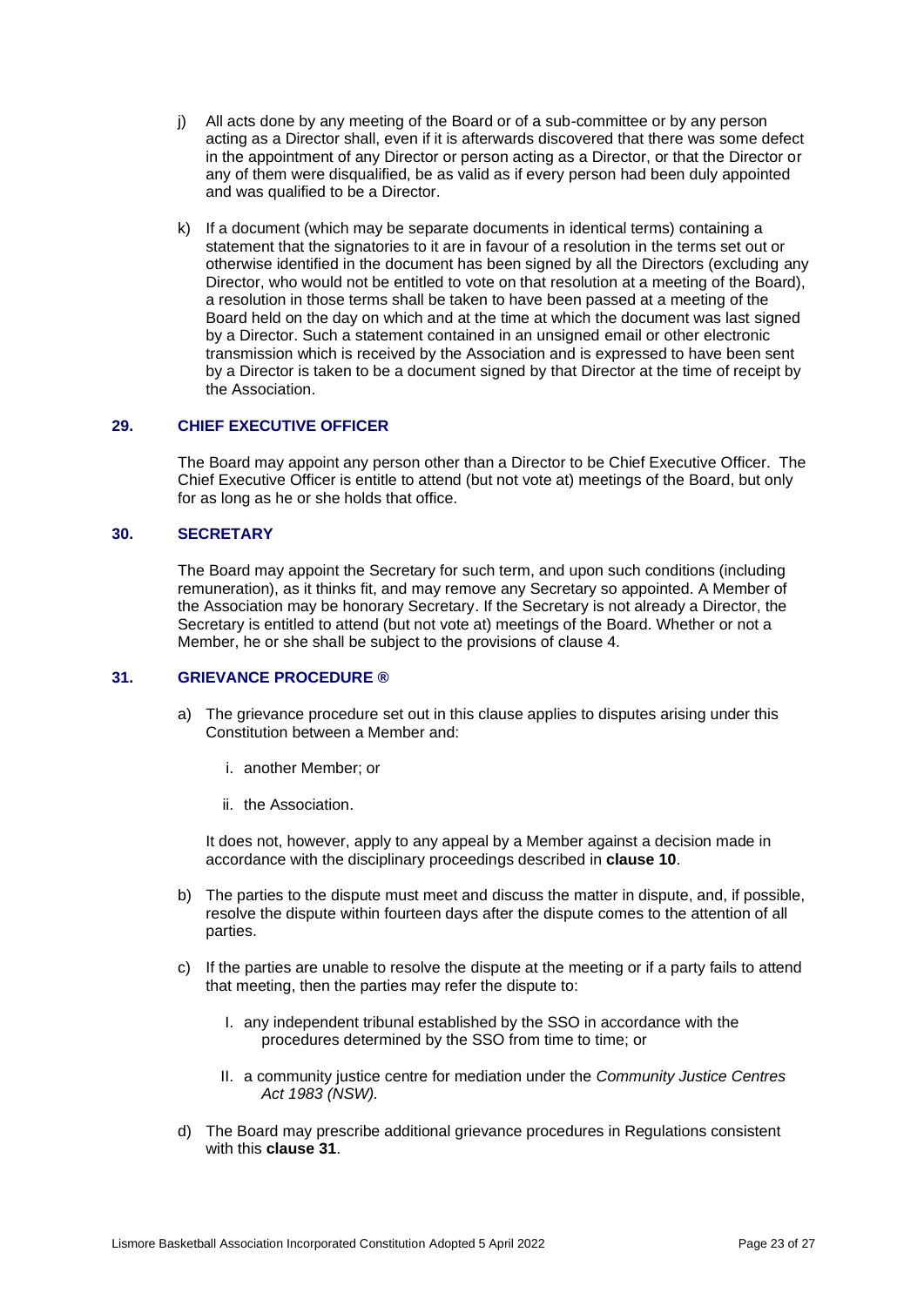j) All acts done by any meeting of the Board or of a sub-committee or by any person acting as a Director shall, even if it is afterwards discovered that there was some defect in the appointment of any Director or person acting as a Director, or that the Director or any of them were disqualified, be as valid as if every person had been duly appointed and was qualified to be a Director.

k) If a document (which may be separate documents in identical terms) containing a statement that the signatories to it are in favour of a resolution in the terms set out or otherwise identified in the document has been signed by all the Directors (excluding any Director, who would not be entitled to vote on that resolution at a meeting of the Board), a resolution in those terms shall be taken to have been passed at a meeting of the Board held on the day on which and at the time at which the document was last signed by a Director. Such a statement contained in an unsigned email or other electronic transmission which is received by the Association and is expressed to have been sent by a Director is taken to be a document signed by that Director at the time of receipt by the Association.

## 29. CHIEF EXECUTIVE OFFICER

The Board may appoint any person other than a Director to be Chief Executive Officer. The Chief Executive Officer is entitle to attend (but not vote at) meetings of the Board, but only for as long as he or she holds that office.

## 30. SECRETARY

The Board may appoint the Secretary for such term, and upon such conditions (including remuneration), as it thinks fit, and may remove any Secretary so appointed. A Member of the Association may be honorary Secretary. If the Secretary is not already a Director, the Secretary is entitled to attend (but not vote at) meetings of the Board. Whether or not a Member, he or she shall be subject to the provisions of clause 4.

## 31. GRIEVANCE PROCEDURE ®

a) The grievance procedure set out in this clause applies to disputes arising under this Constitution between a Member and:

   i. another Member; or

   ii. the Association.

   It does not, however, apply to any appeal by a Member against a decision made in accordance with the disciplinary proceedings described in **clause 10**.

b) The parties to the dispute must meet and discuss the matter in dispute, and, if possible, resolve the dispute within fourteen days after the dispute comes to the attention of all parties.

c) If the parties are unable to resolve the dispute at the meeting or if a party fails to attend that meeting, then the parties may refer the dispute to:

   I. any independent tribunal established by the SSO in accordance with the procedures determined by the SSO from time to time; or

   II. a community justice centre for mediation under the *Community Justice Centres Act 1983 (NSW).*

d) The Board may prescribe additional grievance procedures in Regulations consistent with this **clause 31**.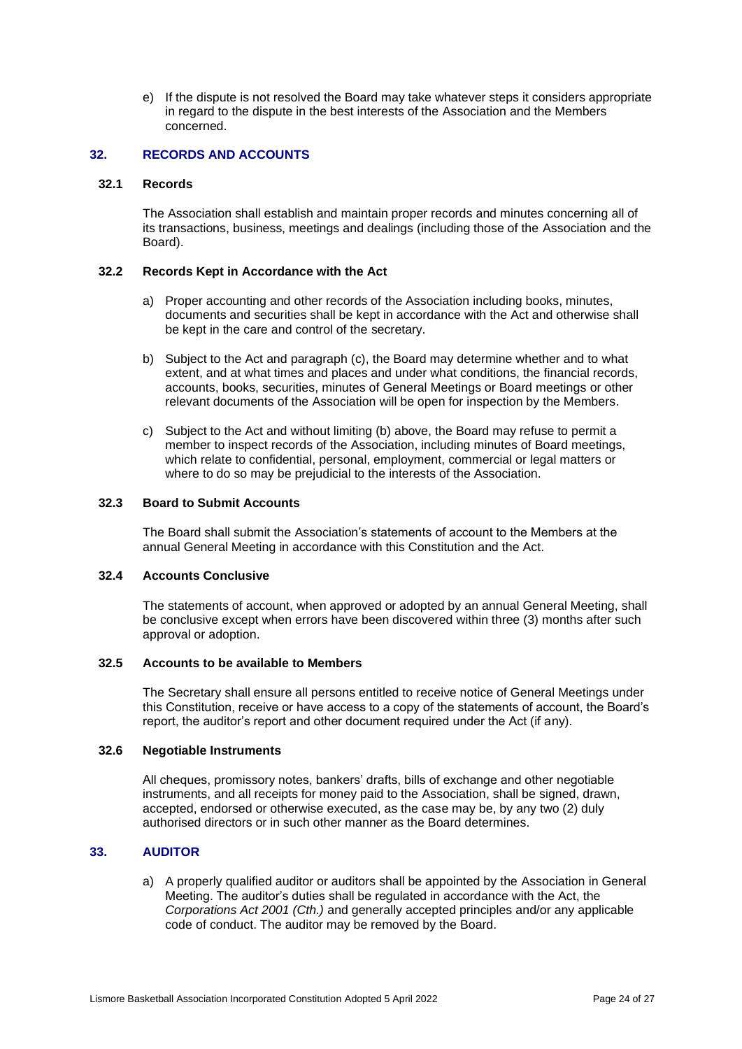e) If the dispute is not resolved the Board may take whatever steps it considers appropriate in regard to the dispute in the best interests of the Association and the Members concerned.

## 32. RECORDS AND ACCOUNTS

### 32.1 Records

The Association shall establish and maintain proper records and minutes concerning all of its transactions, business, meetings and dealings (including those of the Association and the Board).

### 32.2 Records Kept in Accordance with the Act

a) Proper accounting and other records of the Association including books, minutes, documents and securities shall be kept in accordance with the Act and otherwise shall be kept in the care and control of the secretary.

b) Subject to the Act and paragraph (c), the Board may determine whether and to what extent, and at what times and places and under what conditions, the financial records, accounts, books, securities, minutes of General Meetings or Board meetings or other relevant documents of the Association will be open for inspection by the Members.

c) Subject to the Act and without limiting (b) above, the Board may refuse to permit a member to inspect records of the Association, including minutes of Board meetings, which relate to confidential, personal, employment, commercial or legal matters or where to do so may be prejudicial to the interests of the Association.

### 32.3 Board to Submit Accounts

The Board shall submit the Association's statements of account to the Members at the annual General Meeting in accordance with this Constitution and the Act.

### 32.4 Accounts Conclusive

The statements of account, when approved or adopted by an annual General Meeting, shall be conclusive except when errors have been discovered within three (3) months after such approval or adoption.

### 32.5 Accounts to be available to Members

The Secretary shall ensure all persons entitled to receive notice of General Meetings under this Constitution, receive or have access to a copy of the statements of account, the Board's report, the auditor's report and other document required under the Act (if any).

### 32.6 Negotiable Instruments

All cheques, promissory notes, bankers' drafts, bills of exchange and other negotiable instruments, and all receipts for money paid to the Association, shall be signed, drawn, accepted, endorsed or otherwise executed, as the case may be, by any two (2) duly authorised directors or in such other manner as the Board determines.

## 33. AUDITOR

a) A properly qualified auditor or auditors shall be appointed by the Association in General Meeting. The auditor's duties shall be regulated in accordance with the Act, the *Corporations Act 2001 (Cth.)* and generally accepted principles and/or any applicable code of conduct. The auditor may be removed by the Board.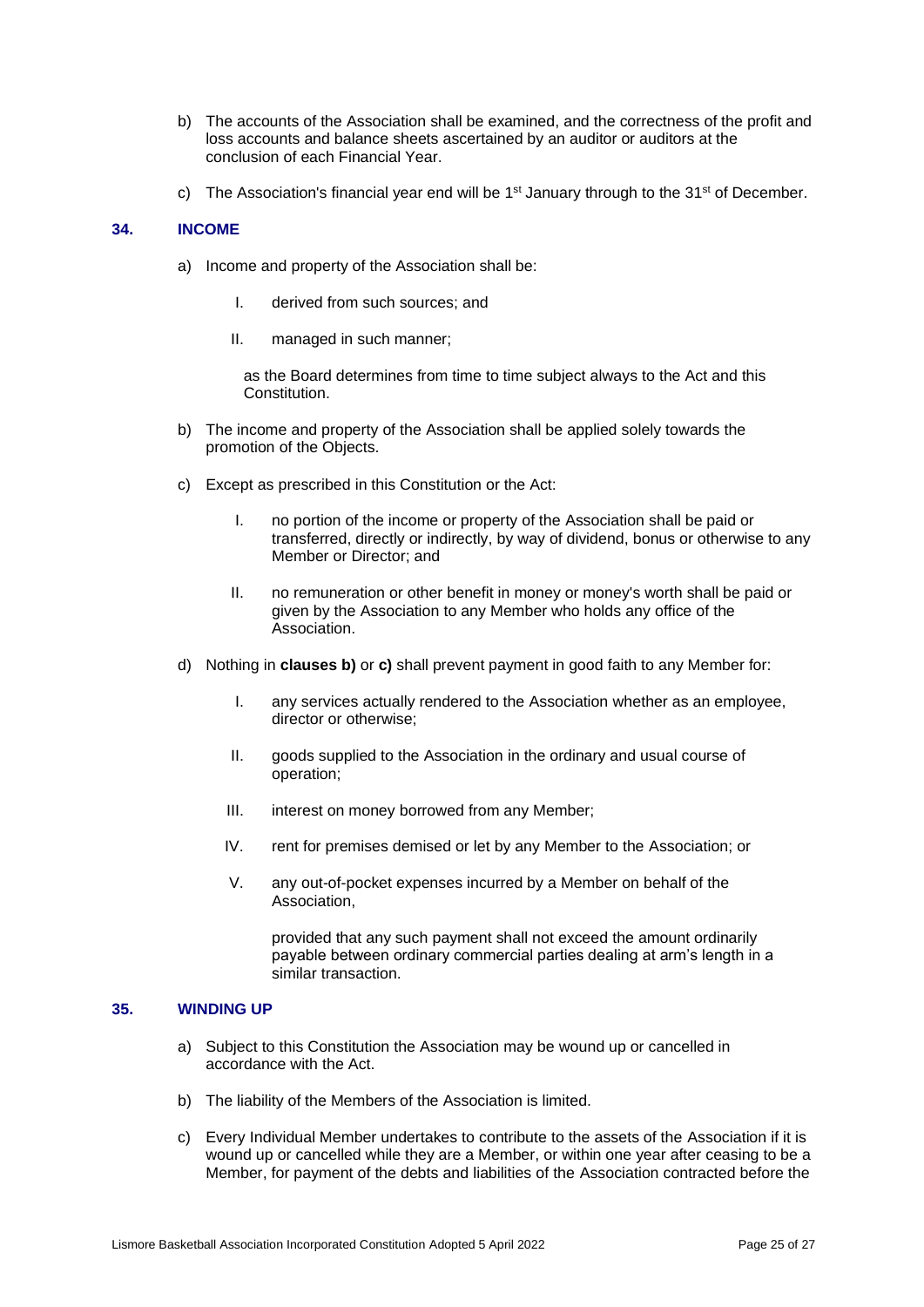b) The accounts of the Association shall be examined, and the correctness of the profit and loss accounts and balance sheets ascertained by an auditor or auditors at the conclusion of each Financial Year.

c) The Association's financial year end will be 1st January through to the 31st of December.

## 34. INCOME

a) Income and property of the Association shall be:

   I. derived from such sources; and

   II. managed in such manner;

   as the Board determines from time to time subject always to the Act and this Constitution.

b) The income and property of the Association shall be applied solely towards the promotion of the Objects.

c) Except as prescribed in this Constitution or the Act:

   I. no portion of the income or property of the Association shall be paid or transferred, directly or indirectly, by way of dividend, bonus or otherwise to any Member or Director; and

   II. no remuneration or other benefit in money or money's worth shall be paid or given by the Association to any Member who holds any office of the Association.

d) Nothing in **clauses b)** or **c)** shall prevent payment in good faith to any Member for:

   I. any services actually rendered to the Association whether as an employee, director or otherwise;

   II. goods supplied to the Association in the ordinary and usual course of operation;

   III. interest on money borrowed from any Member;

   IV. rent for premises demised or let by any Member to the Association; or

   V. any out-of-pocket expenses incurred by a Member on behalf of the Association,

   provided that any such payment shall not exceed the amount ordinarily payable between ordinary commercial parties dealing at arm's length in a similar transaction.

## 35. WINDING UP

a) Subject to this Constitution the Association may be wound up or cancelled in accordance with the Act.

b) The liability of the Members of the Association is limited.

c) Every Individual Member undertakes to contribute to the assets of the Association if it is wound up or cancelled while they are a Member, or within one year after ceasing to be a Member, for payment of the debts and liabilities of the Association contracted before the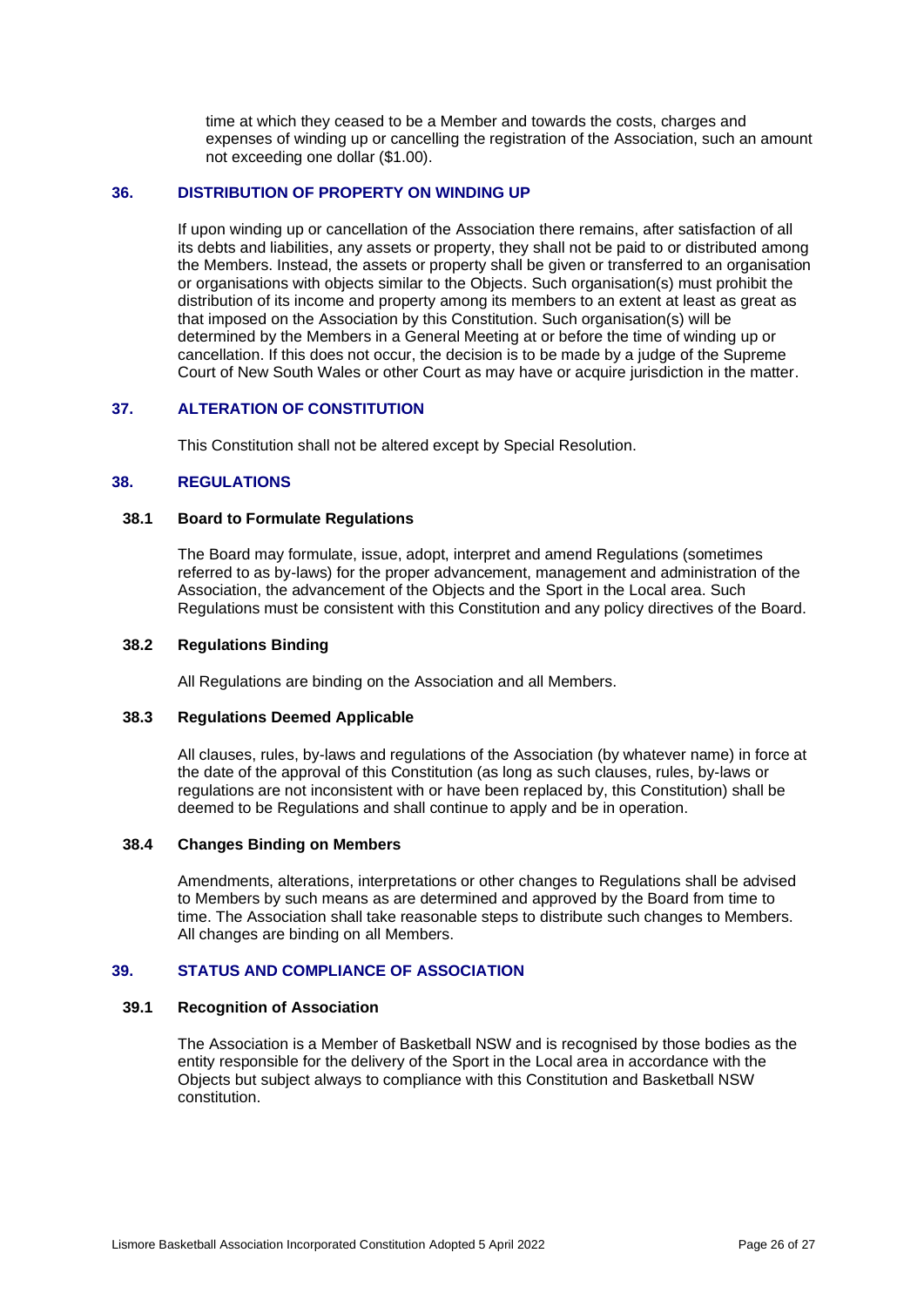time at which they ceased to be a Member and towards the costs, charges and expenses of winding up or cancelling the registration of the Association, such an amount not exceeding one dollar ($1.00).

## 36. DISTRIBUTION OF PROPERTY ON WINDING UP

If upon winding up or cancellation of the Association there remains, after satisfaction of all its debts and liabilities, any assets or property, they shall not be paid to or distributed among the Members. Instead, the assets or property shall be given or transferred to an organisation or organisations with objects similar to the Objects. Such organisation(s) must prohibit the distribution of its income and property among its members to an extent at least as great as that imposed on the Association by this Constitution. Such organisation(s) will be determined by the Members in a General Meeting at or before the time of winding up or cancellation. If this does not occur, the decision is to be made by a judge of the Supreme Court of New South Wales or other Court as may have or acquire jurisdiction in the matter.

## 37. ALTERATION OF CONSTITUTION

This Constitution shall not be altered except by Special Resolution.

## 38. REGULATIONS

### 38.1 Board to Formulate Regulations

The Board may formulate, issue, adopt, interpret and amend Regulations (sometimes referred to as by-laws) for the proper advancement, management and administration of the Association, the advancement of the Objects and the Sport in the Local area. Such Regulations must be consistent with this Constitution and any policy directives of the Board.

### 38.2 Regulations Binding

All Regulations are binding on the Association and all Members.

### 38.3 Regulations Deemed Applicable

All clauses, rules, by-laws and regulations of the Association (by whatever name) in force at the date of the approval of this Constitution (as long as such clauses, rules, by-laws or regulations are not inconsistent with or have been replaced by, this Constitution) shall be deemed to be Regulations and shall continue to apply and be in operation.

### 38.4 Changes Binding on Members

Amendments, alterations, interpretations or other changes to Regulations shall be advised to Members by such means as are determined and approved by the Board from time to time. The Association shall take reasonable steps to distribute such changes to Members. All changes are binding on all Members.

## 39. STATUS AND COMPLIANCE OF ASSOCIATION

### 39.1 Recognition of Association

The Association is a Member of Basketball NSW and is recognised by those bodies as the entity responsible for the delivery of the Sport in the Local area in accordance with the Objects but subject always to compliance with this Constitution and Basketball NSW constitution.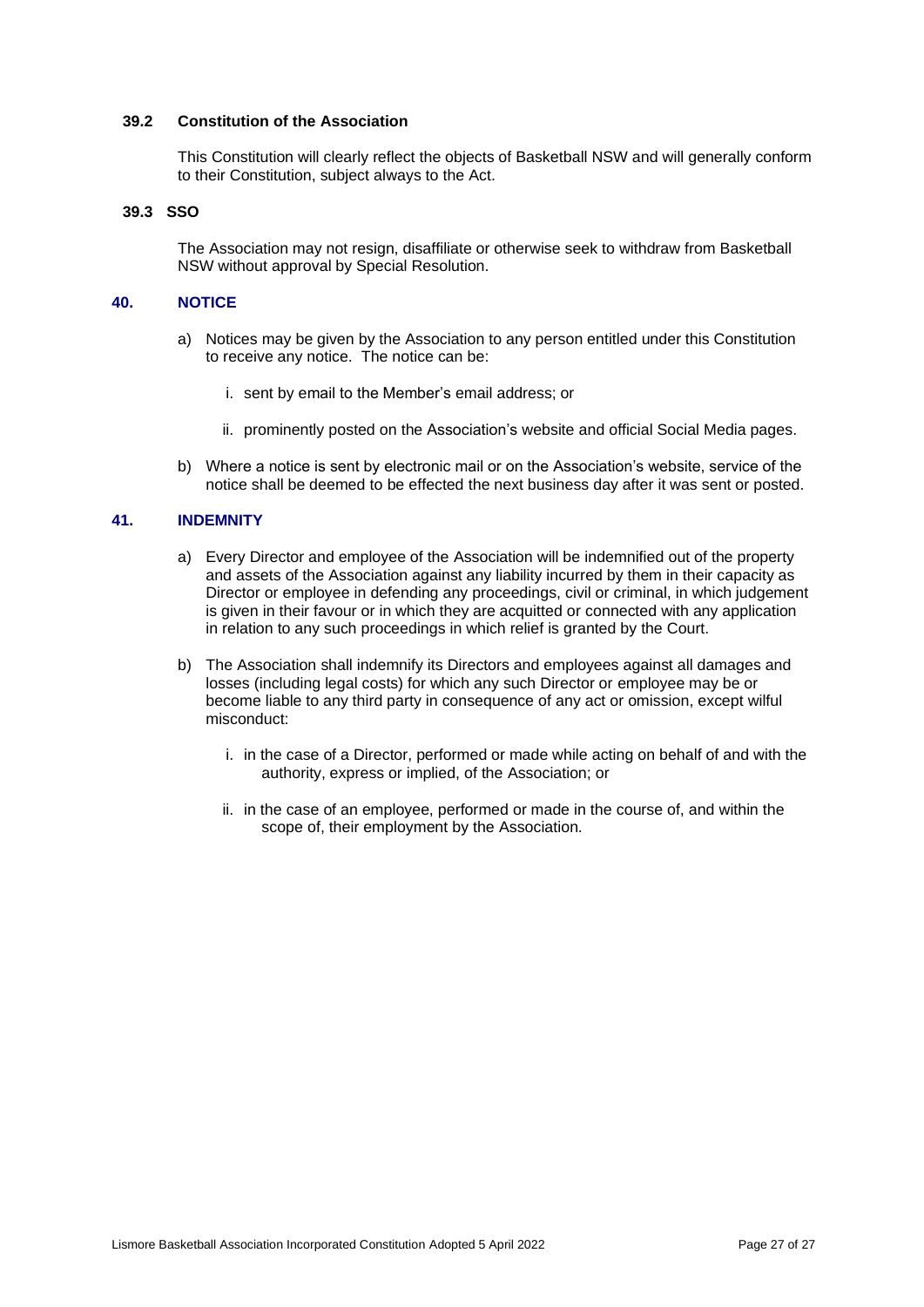### 39.2 Constitution of the Association

This Constitution will clearly reflect the objects of Basketball NSW and will generally conform to their Constitution, subject always to the Act.

### 39.3 SSO

The Association may not resign, disaffiliate or otherwise seek to withdraw from Basketball NSW without approval by Special Resolution.

## 40. NOTICE

a) Notices may be given by the Association to any person entitled under this Constitution to receive any notice. The notice can be:

   i. sent by email to the Member's email address; or

   ii. prominently posted on the Association's website and official Social Media pages.

b) Where a notice is sent by electronic mail or on the Association's website, service of the notice shall be deemed to be effected the next business day after it was sent or posted.

## 41. INDEMNITY

a) Every Director and employee of the Association will be indemnified out of the property and assets of the Association against any liability incurred by them in their capacity as Director or employee in defending any proceedings, civil or criminal, in which judgement is given in their favour or in which they are acquitted or connected with any application in relation to any such proceedings in which relief is granted by the Court.

b) The Association shall indemnify its Directors and employees against all damages and losses (including legal costs) for which any such Director or employee may be or become liable to any third party in consequence of any act or omission, except wilful misconduct:

   i. in the case of a Director, performed or made while acting on behalf of and with the authority, express or implied, of the Association; or

   ii. in the case of an employee, performed or made in the course of, and within the scope of, their employment by the Association.